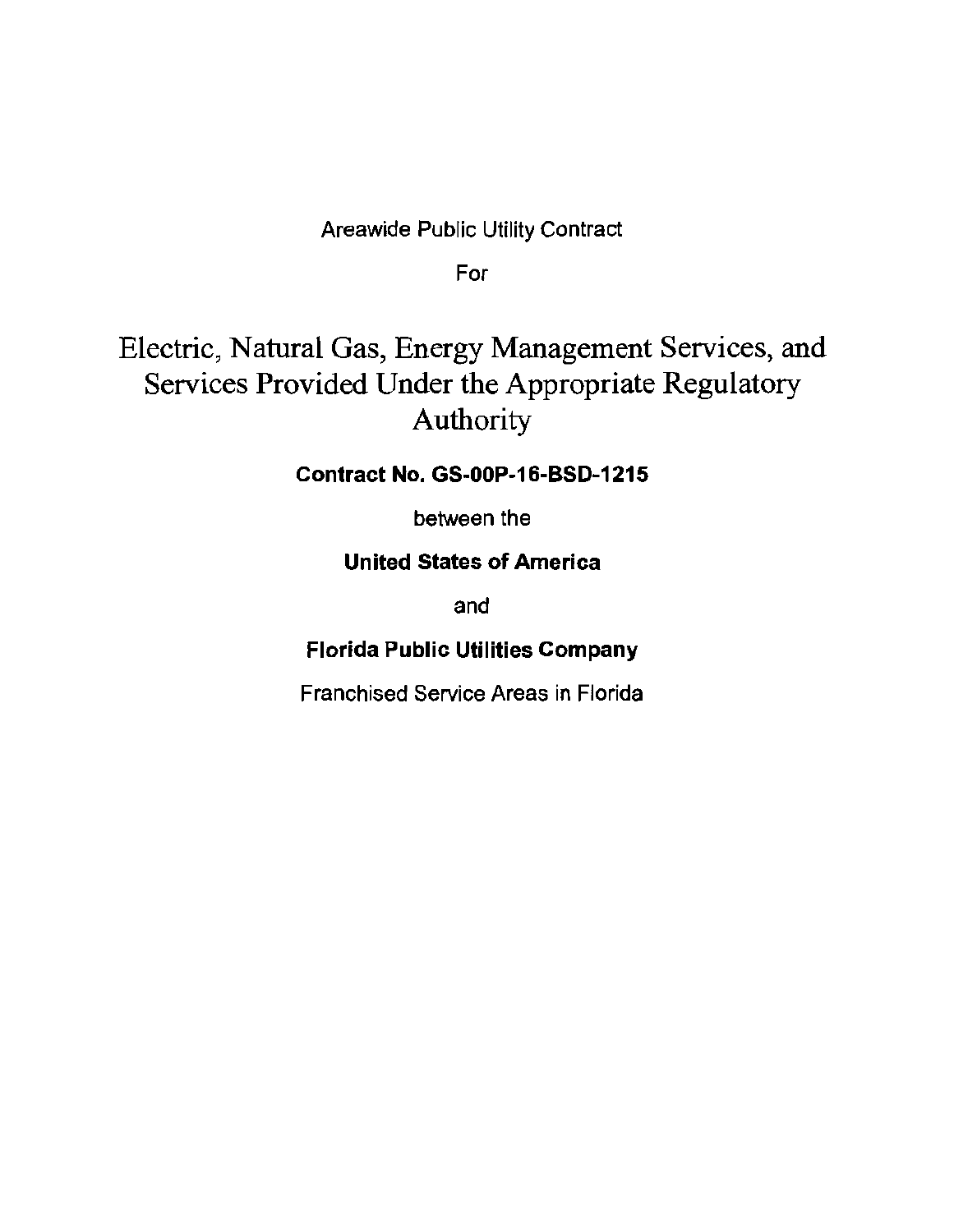Areawide Public Utility Contract

For

# Electric, Natural Gas, Energy Management Services, and Services Provided Under the Appropriate Regulatory Authority

**Contract No. GS-00P-16-BSD-1215**

between the

**United States of America**

and

**Florida Public Utilities Company**

Franchised Service Areas in Florida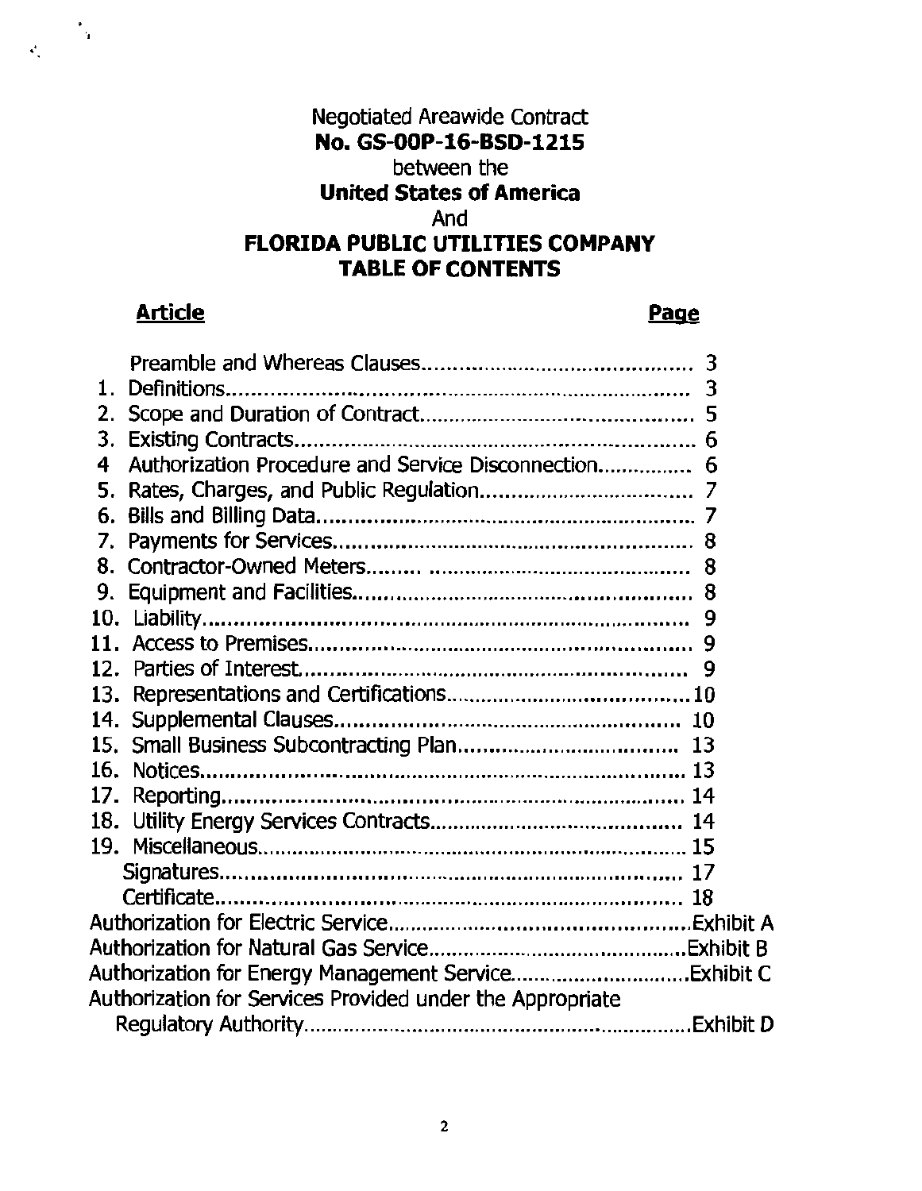Negotiated Areawide Contract
**No. GS-00P-16-BSD-1215**
between the
**United States of America**
And
**FLORIDA PUBLIC UTILITIES COMPANY**
**TABLE OF CONTENTS**

| **Article** | **Page** |
|---|---|
| Preamble and Whereas Clauses | 3 |
| 1. Definitions | 3 |
| 2. Scope and Duration of Contract | 5 |
| 3. Existing Contracts | 6 |
| 4 Authorization Procedure and Service Disconnection | 6 |
| 5. Rates, Charges, and Public Regulation | 7 |
| 6. Bills and Billing Data | 7 |
| 7. Payments for Services | 8 |
| 8. Contractor-Owned Meters | 8 |
| 9. Equipment and Facilities | 8 |
| 10. Liability | 9 |
| 11. Access to Premises | 9 |
| 12. Parties of Interest | 9 |
| 13. Representations and Certifications | 10 |
| 14. Supplemental Clauses | 10 |
| 15. Small Business Subcontracting Plan | 13 |
| 16. Notices | 13 |
| 17. Reporting | 14 |
| 18. Utility Energy Services Contracts | 14 |
| 19. Miscellaneous | 15 |
| Signatures | 17 |
| Certificate | 18 |
| Authorization for Electric Service | Exhibit A |
| Authorization for Natural Gas Service | Exhibit B |
| Authorization for Energy Management Service | Exhibit C |
| Authorization for Services Provided under the Appropriate Regulatory Authority | Exhibit D |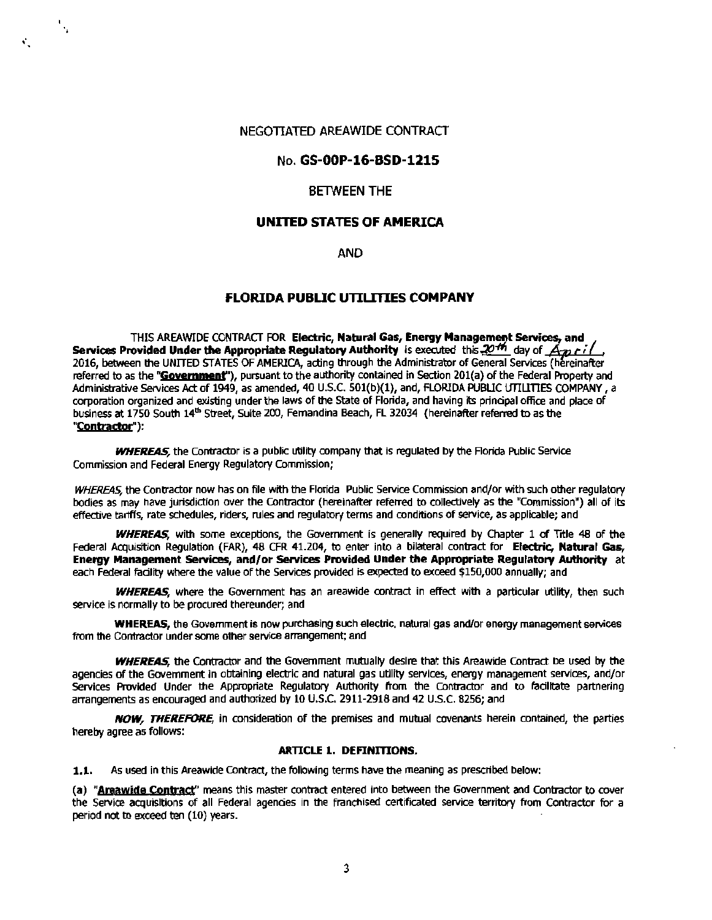NEGOTIATED AREAWIDE CONTRACT

**No. GS-00P-16-BSD-1215**

BETWEEN THE

**UNITED STATES OF AMERICA**

AND

**FLORIDA PUBLIC UTILITIES COMPANY**

THIS AREAWIDE CONTRACT FOR **Electric, Natural Gas, Energy Management Services, and Services Provided Under the Appropriate Regulatory Authority** is executed this 20th day of April, 2016, between the UNITED STATES OF AMERICA, acting through the Administrator of General Services (hereinafter referred to as the "**Government**"), pursuant to the authority contained in Section 201(a) of the Federal Property and Administrative Services Act of 1949, as amended, 40 U.S.C. 501(b)(1), and, FLORIDA PUBLIC UTILITIES COMPANY, a corporation organized and existing under the laws of the State of Florida, and having its principal office and place of business at 1750 South 14th Street, Suite 200, Fernandina Beach, FL 32034 (hereinafter referred to as the "**Contractor**"):

***WHEREAS***, the Contractor is a public utility company that is regulated by the Florida Public Service Commission and Federal Energy Regulatory Commission;

*WHEREAS*, the Contractor now has on file with the Florida Public Service Commission and/or with such other regulatory bodies as may have jurisdiction over the Contractor (hereinafter referred to collectively as the "Commission") all of its effective tariffs, rate schedules, riders, rules and regulatory terms and conditions of service, as applicable; and

***WHEREAS***, with some exceptions, the Government is generally required by Chapter 1 of Title 48 of the Federal Acquisition Regulation (FAR), 48 CFR 41.204, to enter into a bilateral contract for **Electric, Natural Gas, Energy Management Services, and/or Services Provided Under the Appropriate Regulatory Authority** at each Federal facility where the value of the Services provided is expected to exceed $150,000 annually; and

***WHEREAS***, where the Government has an areawide contract in effect with a particular utility, then such service is normally to be procured thereunder; and

**WHEREAS,** the Government is now purchasing such electric, natural gas and/or energy management services from the Contractor under some other service arrangement; and

***WHEREAS***, the Contractor and the Government mutually desire that this Areawide Contract be used by the agencies of the Government in obtaining electric and natural gas utility services, energy management services, and/or Services Provided Under the Appropriate Regulatory Authority from the Contractor and to facilitate partnering arrangements as encouraged and authorized by 10 U.S.C. 2911-2918 and 42 U.S.C. 8256; and

***NOW, THEREFORE***, in consideration of the premises and mutual covenants herein contained, the parties hereby agree as follows:

### ARTICLE 1. DEFINITIONS.

**1.1.** As used in this Areawide Contract, the following terms have the meaning as prescribed below:

(a) "**Areawide Contract**" means this master contract entered into between the Government and Contractor to cover the Service acquisitions of all Federal agencies in the franchised certificated service territory from Contractor for a period not to exceed ten (10) years.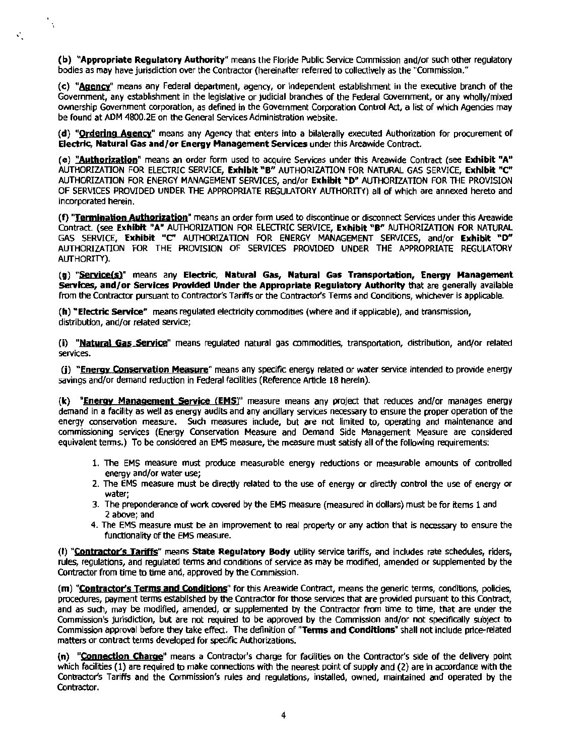(b) "**Appropriate Regulatory Authority**" means the Floride Public Service Commission and/or such other regulatory bodies as may have jurisdiction over the Contractor (hereinafter referred to collectively as the "Commission."

(c) "**Agency**" means any Federal department, agency, or independent establishment in the executive branch of the Government, any establishment in the legislative or judicial branches of the Federal Government, or any wholly/mixed ownership Government corporation, as defined in the Government Corporation Control Act, a list of which Agencies may be found at ADM 4800.2E on the General Services Administration website.

(d) "**Ordering Agency**" means any Agency that enters into a bilaterally executed Authorization for procurement of **Electric, Natural Gas and/or Energy Management Services** under this Areawide Contract.

(e) "**Authorization**" means an order form used to acquire Services under this Areawide Contract (see **Exhibit "A"** AUTHORIZATION FOR ELECTRIC SERVICE, **Exhibit "B"** AUTHORIZATION FOR NATURAL GAS SERVICE, **Exhibit "C"** AUTHORIZATION FOR ENERGY MANAGEMENT SERVICES, and/or **Exhibit "D"** AUTHORIZATION FOR THE PROVISION OF SERVICES PROVIDED UNDER THE APPROPRIATE REGULATORY AUTHORITY) all of which are annexed hereto and incorporated herein.

(f) "**Termination Authorization**" means an order form used to discontinue or disconnect Services under this Areawide Contract. (see **Exhibit "A"** AUTHORIZATION FOR ELECTRIC SERVICE, **Exhibit "B"** AUTHORIZATION FOR NATURAL GAS SERVICE, **Exhibit "C"** AUTHORIZATION FOR ENERGY MANAGEMENT SERVICES, and/or **Exhibit "D"** AUTHORIZATION FOR THE PROVISION OF SERVICES PROVIDED UNDER THE APPROPRIATE REGULATORY AUTHORITY).

(g) "**Service(s)**" means any **Electric, Natural Gas, Natural Gas Transportation, Energy Management Services, and/or Services Provided Under the Appropriate Regulatory Authority** that are generally available from the Contractor pursuant to Contractor's Tariffs or the Contractor's Terms and Conditions, whichever is applicable.

(h) "**Electric Service**" means regulated electricity commodities (where and if applicable), and transmission, distribution, and/or related service;

(i) "**Natural Gas Service**" means regulated natural gas commodities, transportation, distribution, and/or related services.

(j) "**Energy Conservation Measure**" means any specific energy related or water service intended to provide energy savings and/or demand reduction in Federal facilities (Reference Article 18 herein).

(k) "**Energy Management Service (EMS)**" measure means any project that reduces and/or manages energy demand in a facility as well as energy audits and any ancillary services necessary to ensure the proper operation of the energy conservation measure. Such measures include, but are not limited to, operating and maintenance and commissioning services (Energy Conservation Measure and Demand Side Management Measure are considered equivalent terms.) To be considered an EMS measure, the measure must satisfy all of the following requirements:

1. The EMS measure must produce measurable energy reductions or measurable amounts of controlled energy and/or water use;
2. The EMS measure must be directly related to the use of energy or directly control the use of energy or water;
3. The preponderance of work covered by the EMS measure (measured in dollars) must be for items 1 and 2 above; and
4. The EMS measure must be an improvement to real property or any action that is necessary to ensure the functionality of the EMS measure.

(l) "**Contractor's Tariffs**" means **State Regulatory Body** utility service tariffs, and includes rate schedules, riders, rules, regulations, and regulated terms and conditions of service as may be modified, amended or supplemented by the Contractor from time to time and, approved by the Commission.

(m) "**Contractor's Terms and Conditions**" for this Areawide Contract, means the generic terms, conditions, policies, procedures, payment terms established by the Contractor for those services that are provided pursuant to this Contract, and as such, may be modified, amended, or supplemented by the Contractor from time to time, that are under the Commission's jurisdiction, but are not required to be approved by the Commission and/or not specifically subject to Commission approval before they take effect. The definition of "**Terms and Conditions**" shall not include price-related matters or contract terms developed for specific Authorizations.

(n) "**Connection Charge**" means a Contractor's charge for facilities on the Contractor's side of the delivery point which facilities (1) are required to make connections with the nearest point of supply and (2) are in accordance with the Contractor's Tariffs and the Commission's rules and regulations, installed, owned, maintained and operated by the Contractor.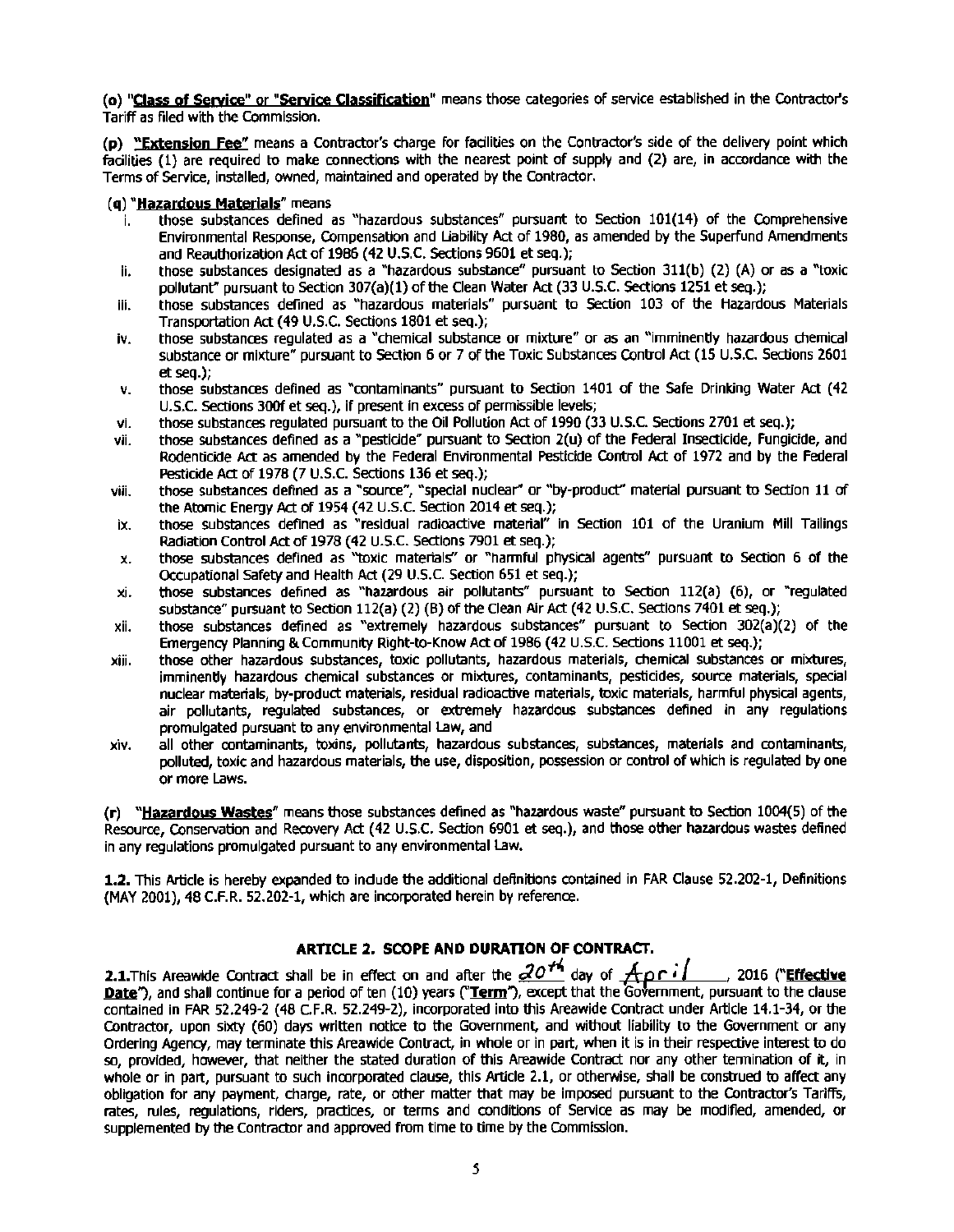(o) "**Class of Service**" or "**Service Classification**" means those categories of service established in the Contractor's Tariff as filed with the Commission.

(p) "**Extension Fee**" means a Contractor's charge for facilities on the Contractor's side of the delivery point which facilities (1) are required to make connections with the nearest point of supply and (2) are, in accordance with the Terms of Service, installed, owned, maintained and operated by the Contractor.

(q) "**Hazardous Materials**" means

i. those substances defined as "hazardous substances" pursuant to Section 101(14) of the Comprehensive Environmental Response, Compensation and Liability Act of 1980, as amended by the Superfund Amendments and Reauthorization Act of 1986 (42 U.S.C. Sections 9601 et seq.);
ii. those substances designated as a "hazardous substance" pursuant to Section 311(b) (2) (A) or as a "toxic pollutant" pursuant to Section 307(a)(1) of the Clean Water Act (33 U.S.C. Sections 1251 et seq.);
iii. those substances defined as "hazardous materials" pursuant to Section 103 of the Hazardous Materials Transportation Act (49 U.S.C. Sections 1801 et seq.);
iv. those substances regulated as a "chemical substance or mixture" or as an "imminently hazardous chemical substance or mixture" pursuant to Section 6 or 7 of the Toxic Substances Control Act (15 U.S.C. Sections 2601 et seq.);
v. those substances defined as "contaminants" pursuant to Section 1401 of the Safe Drinking Water Act (42 U.S.C. Sections 300f et seq.), if present in excess of permissible levels;
vi. those substances regulated pursuant to the Oil Pollution Act of 1990 (33 U.S.C. Sections 2701 et seq.);
vii. those substances defined as a "pesticide" pursuant to Section 2(u) of the Federal Insecticide, Fungicide, and Rodenticide Act as amended by the Federal Environmental Pesticide Control Act of 1972 and by the Federal Pesticide Act of 1978 (7 U.S.C. Sections 136 et seq.);
viii. those substances defined as a "source", "special nuclear" or "by-product" material pursuant to Section 11 of the Atomic Energy Act of 1954 (42 U.S.C. Section 2014 et seq.);
ix. those substances defined as "residual radioactive material" in Section 101 of the Uranium Mill Tailings Radiation Control Act of 1978 (42 U.S.C. Sections 7901 et seq.);
x. those substances defined as "toxic materials" or "harmful physical agents" pursuant to Section 6 of the Occupational Safety and Health Act (29 U.S.C. Section 651 et seq.);
xi. those substances defined as "hazardous air pollutants" pursuant to Section 112(a) (6), or "regulated substance" pursuant to Section 112(a) (2) (B) of the Clean Air Act (42 U.S.C. Sections 7401 et seq.);
xii. those substances defined as "extremely hazardous substances" pursuant to Section 302(a)(2) of the Emergency Planning & Community Right-to-Know Act of 1986 (42 U.S.C. Sections 11001 et seq.);
xiii. those other hazardous substances, toxic pollutants, hazardous materials, chemical substances or mixtures, imminently hazardous chemical substances or mixtures, contaminants, pesticides, source materials, special nuclear materials, by-product materials, residual radioactive materials, toxic materials, harmful physical agents, air pollutants, regulated substances, or extremely hazardous substances defined in any regulations promulgated pursuant to any environmental Law, and
xiv. all other contaminants, toxins, pollutants, hazardous substances, substances, materials and contaminants, polluted, toxic and hazardous materials, the use, disposition, possession or control of which is regulated by one or more Laws.

(r) "**Hazardous Wastes**" means those substances defined as "hazardous waste" pursuant to Section 1004(5) of the Resource, Conservation and Recovery Act (42 U.S.C. Section 6901 et seq.), and those other hazardous wastes defined in any regulations promulgated pursuant to any environmental Law.

**1.2.** This Article is hereby expanded to include the additional definitions contained in FAR Clause 52.202-1, Definitions (MAY 2001), 48 C.F.R. 52.202-1, which are incorporated herein by reference.

## ARTICLE 2. SCOPE AND DURATION OF CONTRACT.

**2.1.**This Areawide Contract shall be in effect on and after the 20th day of April, 2016 ("**Effective Date**"), and shall continue for a period of ten (10) years ("**Term**"), except that the Government, pursuant to the clause contained in FAR 52.249-2 (48 C.F.R. 52.249-2), incorporated into this Areawide Contract under Article 14.1-34, or the Contractor, upon sixty (60) days written notice to the Government, and without liability to the Government or any Ordering Agency, may terminate this Areawide Contract, in whole or in part, when it is in their respective interest to do so, provided, however, that neither the stated duration of this Areawide Contract nor any other termination of it, in whole or in part, pursuant to such incorporated clause, this Article 2.1, or otherwise, shall be construed to affect any obligation for any payment, charge, rate, or other matter that may be imposed pursuant to the Contractor's Tariffs, rates, rules, regulations, riders, practices, or terms and conditions of Service as may be modified, amended, or supplemented by the Contractor and approved from time to time by the Commission.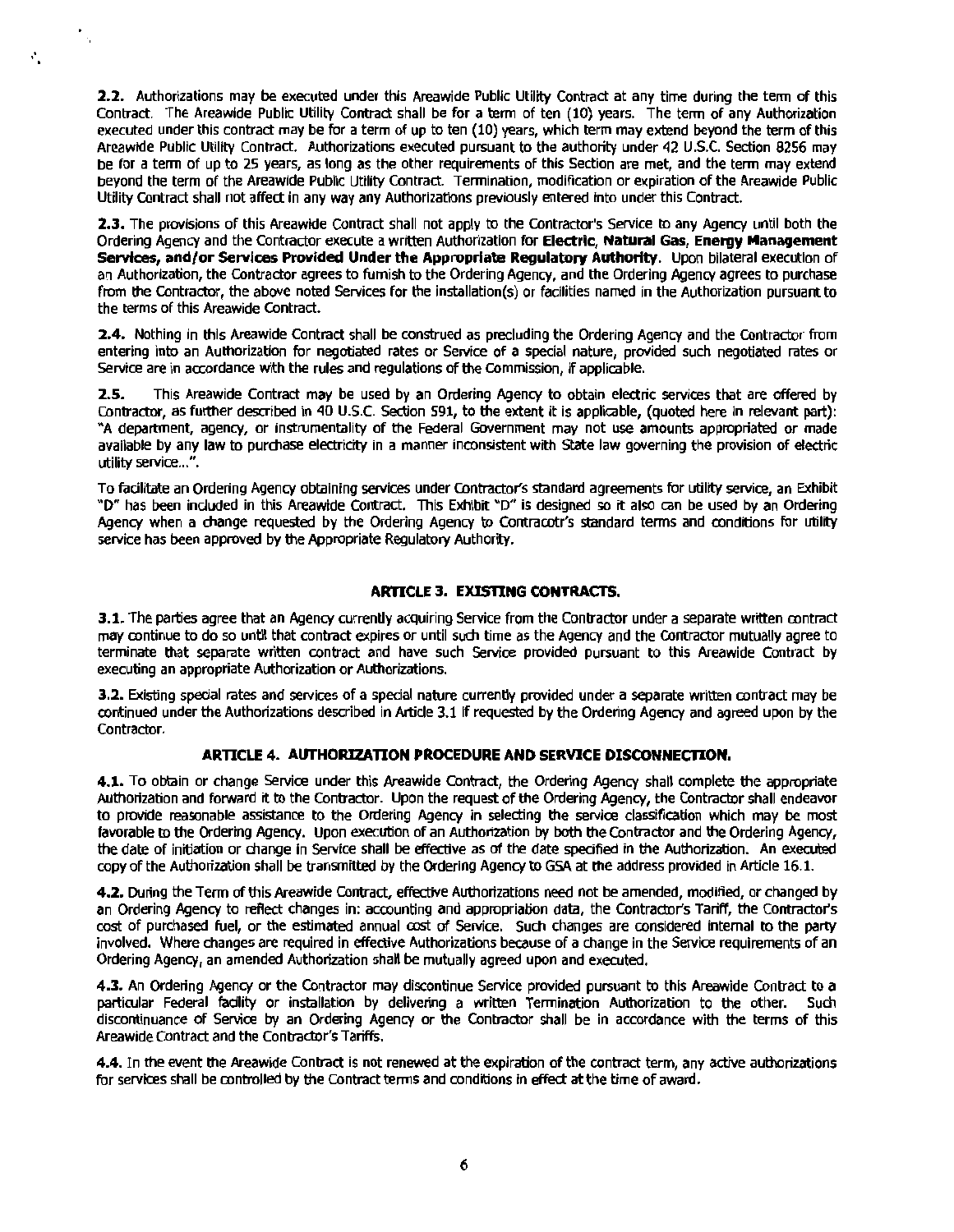**2.2.** Authorizations may be executed under this Areawide Public Utility Contract at any time during the term of this Contract. The Areawide Public Utility Contract shall be for a term of ten (10) years. The term of any Authorization executed under this contract may be for a term of up to ten (10) years, which term may extend beyond the term of this Areawide Public Utility Contract. Authorizations executed pursuant to the authority under 42 U.S.C. Section 8256 may be for a term of up to 25 years, as long as the other requirements of this Section are met, and the term may extend beyond the term of the Areawide Public Utility Contract. Termination, modification or expiration of the Areawide Public Utility Contract shall not affect in any way any Authorizations previously entered into under this Contract.

**2.3.** The provisions of this Areawide Contract shall not apply to the Contractor's Service to any Agency until both the Ordering Agency and the Contractor execute a written Authorization for **Electric, Natural Gas, Energy Management Services, and/or Services Provided Under the Appropriate Regulatory Authority**. Upon bilateral execution of an Authorization, the Contractor agrees to furnish to the Ordering Agency, and the Ordering Agency agrees to purchase from the Contractor, the above noted Services for the installation(s) or facilities named in the Authorization pursuant to the terms of this Areawide Contract.

**2.4.** Nothing in this Areawide Contract shall be construed as precluding the Ordering Agency and the Contractor from entering into an Authorization for negotiated rates or Service of a special nature, provided such negotiated rates or Service are in accordance with the rules and regulations of the Commission, if applicable.

**2.5.** This Areawide Contract may be used by an Ordering Agency to obtain electric services that are offered by Contractor, as further described in 40 U.S.C. Section 591, to the extent it is applicable, (quoted here in relevant part): "A department, agency, or instrumentality of the Federal Government may not use amounts appropriated or made available by any law to purchase electricity in a manner inconsistent with State law governing the provision of electric utility service...".

To facilitate an Ordering Agency obtaining services under Contractor's standard agreements for utility service, an Exhibit "D" has been included in this Areawide Contract. This Exhibit "D" is designed so it also can be used by an Ordering Agency when a change requested by the Ordering Agency to Contracotr's standard terms and conditions for utility service has been approved by the Appropriate Regulatory Authority.

## ARTICLE 3. EXISTING CONTRACTS.

**3.1.** The parties agree that an Agency currently acquiring Service from the Contractor under a separate written contract may continue to do so until that contract expires or until such time as the Agency and the Contractor mutually agree to terminate that separate written contract and have such Service provided pursuant to this Areawide Contract by executing an appropriate Authorization or Authorizations.

**3.2.** Existing special rates and services of a special nature currently provided under a separate written contract may be continued under the Authorizations described in Article 3.1 if requested by the Ordering Agency and agreed upon by the Contractor.

## ARTICLE 4. AUTHORIZATION PROCEDURE AND SERVICE DISCONNECTION.

**4.1.** To obtain or change Service under this Areawide Contract, the Ordering Agency shall complete the appropriate Authorization and forward it to the Contractor. Upon the request of the Ordering Agency, the Contractor shall endeavor to provide reasonable assistance to the Ordering Agency in selecting the service classification which may be most favorable to the Ordering Agency. Upon execution of an Authorization by both the Contractor and the Ordering Agency, the date of initiation or change in Service shall be effective as of the date specified in the Authorization. An executed copy of the Authorization shall be transmitted by the Ordering Agency to GSA at the address provided in Article 16.1.

**4.2.** During the Term of this Areawide Contract, effective Authorizations need not be amended, modified, or changed by an Ordering Agency to reflect changes in: accounting and appropriation data, the Contractor's Tariff, the Contractor's cost of purchased fuel, or the estimated annual cost of Service. Such changes are considered internal to the party involved. Where changes are required in effective Authorizations because of a change in the Service requirements of an Ordering Agency, an amended Authorization shall be mutually agreed upon and executed.

**4.3.** An Ordering Agency or the Contractor may discontinue Service provided pursuant to this Areawide Contract to a particular Federal facility or installation by delivering a written Termination Authorization to the other. Such discontinuance of Service by an Ordering Agency or the Contractor shall be in accordance with the terms of this Areawide Contract and the Contractor's Tariffs.

**4.4.** In the event the Areawide Contract is not renewed at the expiration of the contract term, any active authorizations for services shall be controlled by the Contract terms and conditions in effect at the time of award.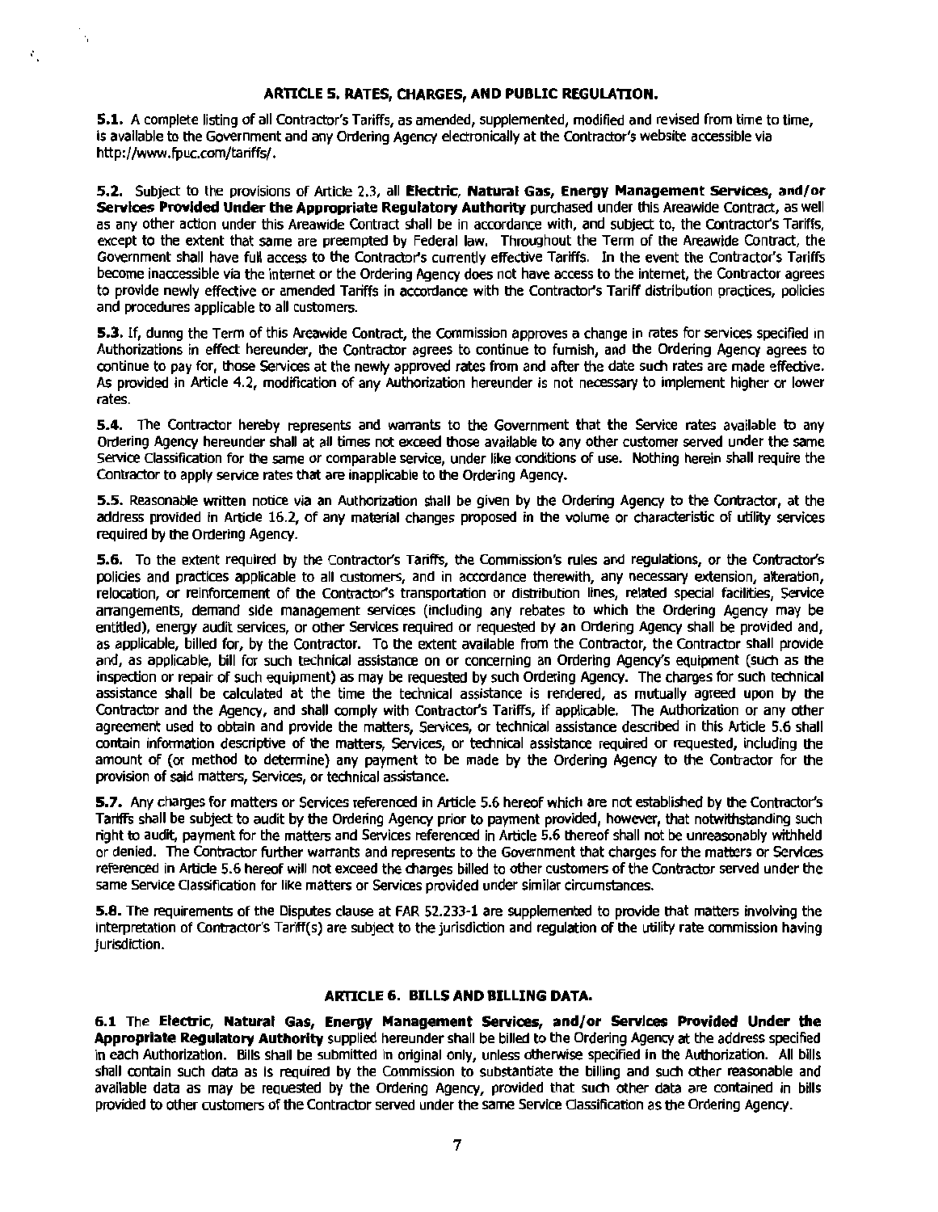## ARTICLE 5. RATES, CHARGES, AND PUBLIC REGULATION.

**5.1.** A complete listing of all Contractor's Tariffs, as amended, supplemented, modified and revised from time to time, is available to the Government and any Ordering Agency electronically at the Contractor's website accessible via http://www.fpuc.com/tariffs/.

**5.2.** Subject to the provisions of Article 2.3, all **Electric, Natural Gas, Energy Management Services, and/or Services Provided Under the Appropriate Regulatory Authority** purchased under this Areawide Contract, as well as any other action under this Areawide Contract shall be in accordance with, and subject to, the Contractor's Tariffs, except to the extent that same are preempted by Federal law. Throughout the Term of the Areawide Contract, the Government shall have full access to the Contractor's currently effective Tariffs. In the event the Contractor's Tariffs become inaccessible via the internet or the Ordering Agency does not have access to the internet, the Contractor agrees to provide newly effective or amended Tariffs in accordance with the Contractor's Tariff distribution practices, policies and procedures applicable to all customers.

**5.3.** If, during the Term of this Areawide Contract, the Commission approves a change in rates for services specified in Authorizations in effect hereunder, the Contractor agrees to continue to furnish, and the Ordering Agency agrees to continue to pay for, those Services at the newly approved rates from and after the date such rates are made effective. As provided in Article 4.2, modification of any Authorization hereunder is not necessary to implement higher or lower rates.

**5.4.** The Contractor hereby represents and warrants to the Government that the Service rates available to any Ordering Agency hereunder shall at all times not exceed those available to any other customer served under the same Service Classification for the same or comparable service, under like conditions of use. Nothing herein shall require the Contractor to apply service rates that are inapplicable to the Ordering Agency.

**5.5.** Reasonable written notice via an Authorization shall be given by the Ordering Agency to the Contractor, at the address provided in Article 16.2, of any material changes proposed in the volume or characteristic of utility services required by the Ordering Agency.

**5.6.** To the extent required by the Contractor's Tariffs, the Commission's rules and regulations, or the Contractor's policies and practices applicable to all customers, and in accordance therewith, any necessary extension, alteration, relocation, or reinforcement of the Contractor's transportation or distribution lines, related special facilities, Service arrangements, demand side management services (including any rebates to which the Ordering Agency may be entitled), energy audit services, or other Services required or requested by an Ordering Agency shall be provided and, as applicable, billed for, by the Contractor. To the extent available from the Contractor, the Contractor shall provide and, as applicable, bill for such technical assistance on or concerning an Ordering Agency's equipment (such as the inspection or repair of such equipment) as may be requested by such Ordering Agency. The charges for such technical assistance shall be calculated at the time the technical assistance is rendered, as mutually agreed upon by the Contractor and the Agency, and shall comply with Contractor's Tariffs, if applicable. The Authorization or any other agreement used to obtain and provide the matters, Services, or technical assistance described in this Article 5.6 shall contain information descriptive of the matters, Services, or technical assistance required or requested, including the amount of (or method to determine) any payment to be made by the Ordering Agency to the Contractor for the provision of said matters, Services, or technical assistance.

**5.7.** Any charges for matters or Services referenced in Article 5.6 hereof which are not established by the Contractor's Tariffs shall be subject to audit by the Ordering Agency prior to payment provided, however, that notwithstanding such right to audit, payment for the matters and Services referenced in Article 5.6 thereof shall not be unreasonably withheld or denied. The Contractor further warrants and represents to the Government that charges for the matters or Services referenced in Article 5.6 hereof will not exceed the charges billed to other customers of the Contractor served under the same Service Classification for like matters or Services provided under similar circumstances.

**5.8.** The requirements of the Disputes clause at FAR 52.233-1 are supplemented to provide that matters involving the interpretation of Contractor's Tariff(s) are subject to the jurisdiction and regulation of the utility rate commission having jurisdiction.

## ARTICLE 6. BILLS AND BILLING DATA.

**6.1** The **Electric, Natural Gas, Energy Management Services, and/or Services Provided Under the Appropriate Regulatory Authority** supplied hereunder shall be billed to the Ordering Agency at the address specified in each Authorization. Bills shall be submitted in original only, unless otherwise specified in the Authorization. All bills shall contain such data as is required by the Commission to substantiate the billing and such other reasonable and available data as may be requested by the Ordering Agency, provided that such other data are contained in bills provided to other customers of the Contractor served under the same Service Classification as the Ordering Agency.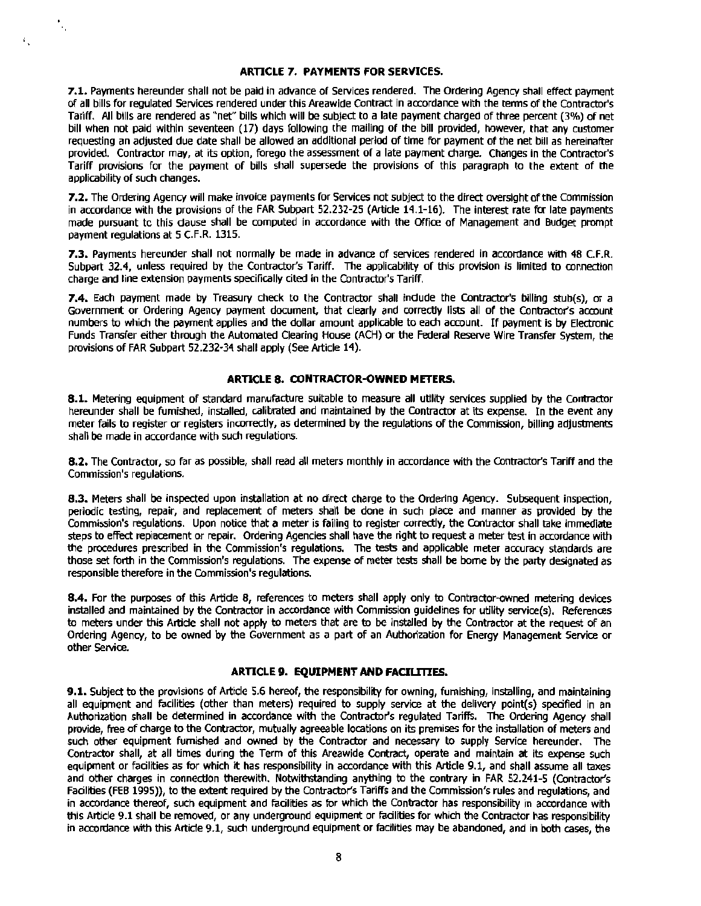## ARTICLE 7. PAYMENTS FOR SERVICES.

**7.1.** Payments hereunder shall not be paid in advance of Services rendered. The Ordering Agency shall effect payment of all bills for regulated Services rendered under this Areawide Contract in accordance with the terms of the Contractor's Tariff. All bills are rendered as "net" bills which will be subject to a late payment charged of three percent (3%) of net bill when not paid within seventeen (17) days following the mailing of the bill provided, however, that any customer requesting an adjusted due date shall be allowed an additional period of time for payment of the net bill as hereinafter provided. Contractor may, at its option, forego the assessment of a late payment charge. Changes in the Contractor's Tariff provisions for the payment of bills shall supersede the provisions of this paragraph to the extent of the applicability of such changes.

**7.2.** The Ordering Agency will make invoice payments for Services not subject to the direct oversight of the Commission in accordance with the provisions of the FAR Subpart 52.232-25 (Article 14.1-16). The interest rate for late payments made pursuant to this clause shall be computed in accordance with the Office of Management and Budget prompt payment regulations at 5 C.F.R. 1315.

**7.3.** Payments hereunder shall not normally be made in advance of services rendered in accordance with 48 C.F.R. Subpart 32.4, unless required by the Contractor's Tariff. The applicability of this provision is limited to connection charge and line extension payments specifically cited in the Contractor's Tariff.

**7.4.** Each payment made by Treasury check to the Contractor shall include the Contractor's billing stub(s), or a Government or Ordering Agency payment document, that clearly and correctly lists all of the Contractor's account numbers to which the payment applies and the dollar amount applicable to each account. If payment is by Electronic Funds Transfer either through the Automated Clearing House (ACH) or the Federal Reserve Wire Transfer System, the provisions of FAR Subpart 52.232-34 shall apply (See Article 14).

## ARTICLE 8. CONTRACTOR-OWNED METERS.

**8.1.** Metering equipment of standard manufacture suitable to measure all utility services supplied by the Contractor hereunder shall be furnished, installed, calibrated and maintained by the Contractor at its expense. In the event any meter fails to register or registers incorrectly, as determined by the regulations of the Commission, billing adjustments shall be made in accordance with such regulations.

**8.2.** The Contractor, so far as possible, shall read all meters monthly in accordance with the Contractor's Tariff and the Commission's regulations.

**8.3.** Meters shall be inspected upon installation at no direct charge to the Ordering Agency. Subsequent inspection, periodic testing, repair, and replacement of meters shall be done in such place and manner as provided by the Commission's regulations. Upon notice that a meter is failing to register correctly, the Contractor shall take immediate steps to effect replacement or repair. Ordering Agencies shall have the right to request a meter test in accordance with the procedures prescribed in the Commission's regulations. The tests and applicable meter accuracy standards are those set forth in the Commission's regulations. The expense of meter tests shall be borne by the party designated as responsible therefore in the Commission's regulations.

**8.4.** For the purposes of this Article 8, references to meters shall apply only to Contractor-owned metering devices installed and maintained by the Contractor in accordance with Commission guidelines for utility service(s). References to meters under this Article shall not apply to meters that are to be installed by the Contractor at the request of an Ordering Agency, to be owned by the Government as a part of an Authorization for Energy Management Service or other Service.

## ARTICLE 9. EQUIPMENT AND FACILITIES.

**9.1.** Subject to the provisions of Article 5.6 hereof, the responsibility for owning, furnishing, installing, and maintaining all equipment and facilities (other than meters) required to supply service at the delivery point(s) specified in an Authorization shall be determined in accordance with the Contractor's regulated Tariffs. The Ordering Agency shall provide, free of charge to the Contractor, mutually agreeable locations on its premises for the installation of meters and such other equipment furnished and owned by the Contractor and necessary to supply Service hereunder. The Contractor shall, at all times during the Term of this Areawide Contract, operate and maintain at its expense such equipment or facilities as for which it has responsibility in accordance with this Article 9.1, and shall assume all taxes and other charges in connection therewith. Notwithstanding anything to the contrary in FAR 52.241-5 (Contractor's Facilities (FEB 1995)), to the extent required by the Contractor's Tariffs and the Commission's rules and regulations, and in accordance thereof, such equipment and facilities as for which the Contractor has responsibility in accordance with this Article 9.1 shall be removed, or any underground equipment or facilities for which the Contractor has responsibility in accordance with this Article 9.1, such underground equipment or facilities may be abandoned, and in both cases, the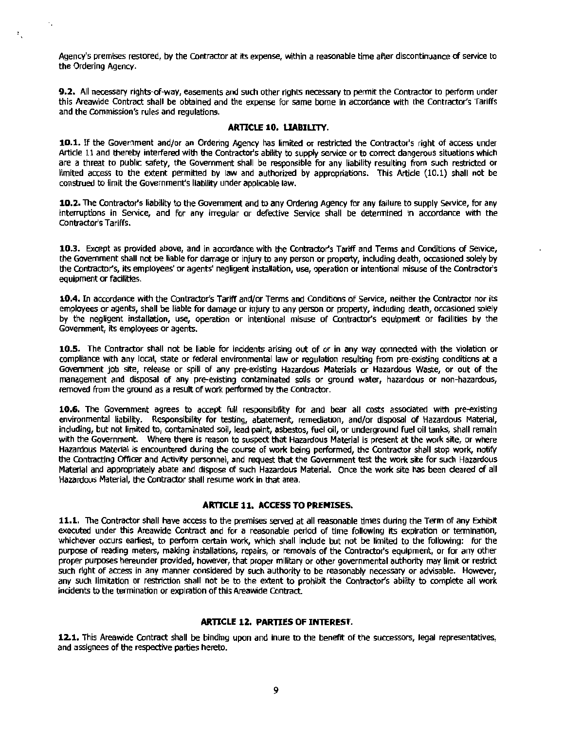Agency's premises restored, by the Contractor at its expense, within a reasonable time after discontinuance of service to the Ordering Agency.

**9.2.** All necessary rights-of-way, easements and such other rights necessary to permit the Contractor to perform under this Areawide Contract shall be obtained and the expense for same borne in accordance with the Contractor's Tariffs and the Commission's rules and regulations.

## ARTICLE 10. LIABILITY.

**10.1.** If the Government and/or an Ordering Agency has limited or restricted the Contractor's right of access under Article 11 and thereby interfered with the Contractor's ability to supply service or to correct dangerous situations which are a threat to public safety, the Government shall be responsible for any liability resulting from such restricted or limited access to the extent permitted by law and authorized by appropriations. This Article (10.1) shall not be construed to limit the Government's liability under applicable law.

**10.2.** The Contractor's liability to the Government and to any Ordering Agency for any failure to supply Service, for any interruptions in Service, and for any irregular or defective Service shall be determined in accordance with the Contractor's Tariffs.

**10.3.** Except as provided above, and in accordance with the Contractor's Tariff and Terms and Conditions of Service, the Government shall not be liable for damage or injury to any person or property, including death, occasioned solely by the Contractor's, its employees' or agents' negligent installation, use, operation or intentional misuse of the Contractor's equipment or facilities.

**10.4.** In accordance with the Contractor's Tariff and/or Terms and Conditions of Service, neither the Contractor nor its employees or agents, shall be liable for damage or injury to any person or property, including death, occasioned solely by the negligent installation, use, operation or intentional misuse of Contractor's equipment or facilities by the Government, its employees or agents.

**10.5.** The Contractor shall not be liable for incidents arising out of or in any way connected with the violation or compliance with any local, state or federal environmental law or regulation resulting from pre-existing conditions at a Government job site, release or spill of any pre-existing Hazardous Materials or Hazardous Waste, or out of the management and disposal of any pre-existing contaminated soils or ground water, hazardous or non-hazardous, removed from the ground as a result of work performed by the Contractor.

**10.6.** The Government agrees to accept full responsibility for and bear all costs associated with pre-existing environmental liability. Responsibility for testing, abatement, remediation, and/or disposal of Hazardous Material, including, but not limited to, contaminated soil, lead paint, asbestos, fuel oil, or underground fuel oil tanks, shall remain with the Government. Where there is reason to suspect that Hazardous Material is present at the work site, or where Hazardous Material is encountered during the course of work being performed, the Contractor shall stop work, notify the Contracting Officer and Activity personnel, and request that the Government test the work site for such Hazardous Material and appropriately abate and dispose of such Hazardous Material. Once the work site has been cleared of all Hazardous Material, the Contractor shall resume work in that area.

## ARTICLE 11. ACCESS TO PREMISES.

**11.1.** The Contractor shall have access to the premises served at all reasonable times during the Term of any Exhibit executed under this Areawide Contract and for a reasonable period of time following its expiration or termination, whichever occurs earliest, to perform certain work, which shall include but not be limited to the following: for the purpose of reading meters, making installations, repairs, or removals of the Contractor's equipment, or for any other proper purposes hereunder provided, however, that proper military or other governmental authority may limit or restrict such right of access in any manner considered by such authority to be reasonably necessary or advisable. However, any such limitation or restriction shall not be to the extent to prohibit the Contractor's ability to complete all work incidents to the termination or expiration of this Areawide Contract.

## ARTICLE 12. PARTIES OF INTEREST.

**12.1.** This Areawide Contract shall be binding upon and inure to the benefit of the successors, legal representatives, and assignees of the respective parties hereto.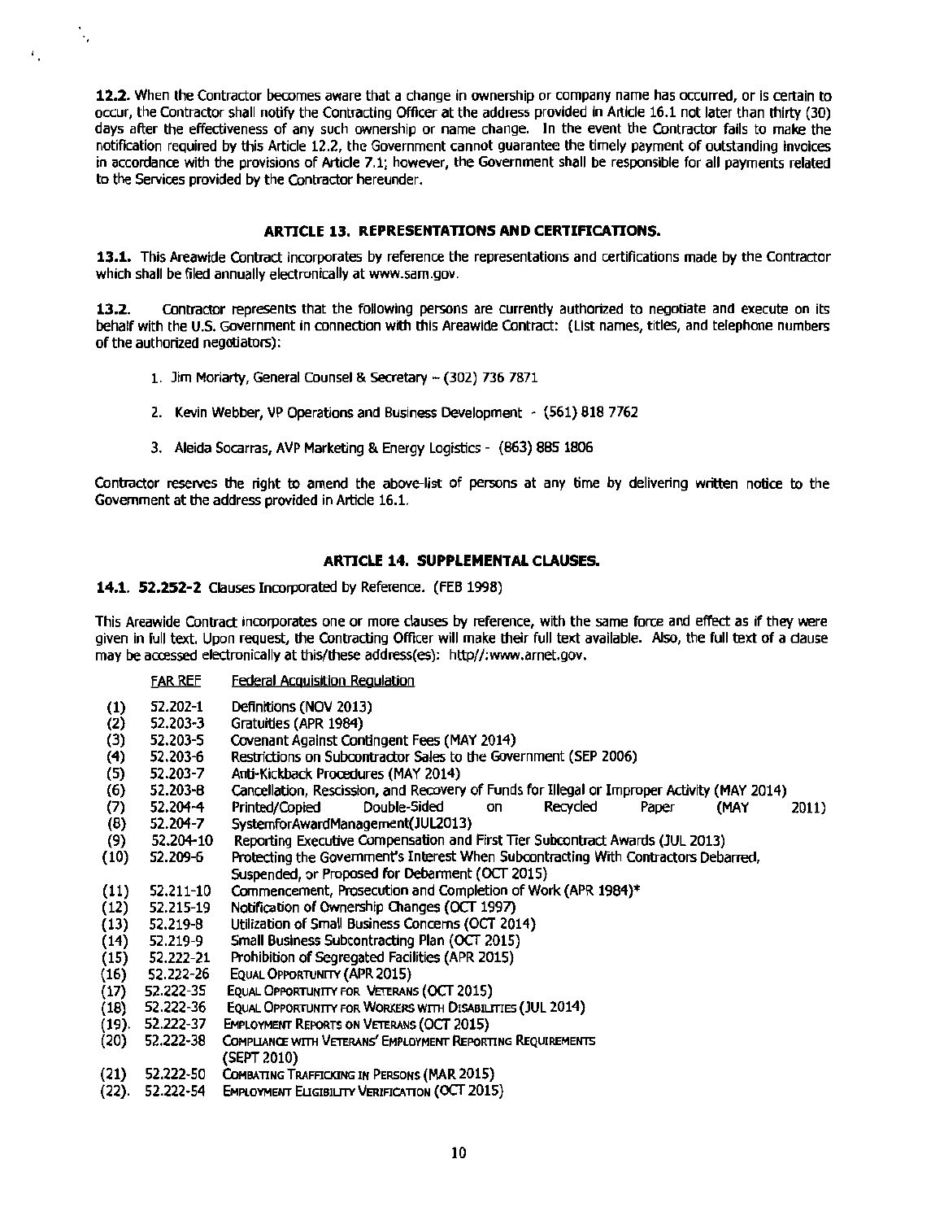**12.2.** When the Contractor becomes aware that a change in ownership or company name has occurred, or is certain to occur, the Contractor shall notify the Contracting Officer at the address provided in Article 16.1 not later than thirty (30) days after the effectiveness of any such ownership or name change. In the event the Contractor fails to make the notification required by this Article 12.2, the Government cannot guarantee the timely payment of outstanding invoices in accordance with the provisions of Article 7.1; however, the Government shall be responsible for all payments related to the Services provided by the Contractor hereunder.

## ARTICLE 13. REPRESENTATIONS AND CERTIFICATIONS.

**13.1.** This Areawide Contract incorporates by reference the representations and certifications made by the Contractor which shall be filed annually electronically at www.sam.gov.

**13.2.** Contractor represents that the following persons are currently authorized to negotiate and execute on its behalf with the U.S. Government in connection with this Areawide Contract: (List names, titles, and telephone numbers of the authorized negotiators):

1. Jim Moriarty, General Counsel & Secretary – (302) 736 7871
2. Kevin Webber, VP Operations and Business Development - (561) 818 7762
3. Aleida Socarras, AVP Marketing & Energy Logistics - (863) 885 1806

Contractor reserves the right to amend the above-list of persons at any time by delivering written notice to the Government at the address provided in Article 16.1.

## ARTICLE 14. SUPPLEMENTAL CLAUSES.

**14.1. 52.252-2** Clauses Incorporated by Reference. (FEB 1998)

This Areawide Contract incorporates one or more clauses by reference, with the same force and effect as if they were given in full text. Upon request, the Contracting Officer will make their full text available. Also, the full text of a clause may be accessed electronically at this/these address(es): http//:www.arnet.gov.

| | FAR REF | Federal Acquisition Regulation |
|---|---|---|
| (1) | 52.202-1 | Definitions (NOV 2013) |
| (2) | 52.203-3 | Gratuities (APR 1984) |
| (3) | 52.203-5 | Covenant Against Contingent Fees (MAY 2014) |
| (4) | 52.203-6 | Restrictions on Subcontractor Sales to the Government (SEP 2006) |
| (5) | 52.203-7 | Anti-Kickback Procedures (MAY 2014) |
| (6) | 52.203-8 | Cancellation, Rescission, and Recovery of Funds for Illegal or Improper Activity (MAY 2014) |
| (7) | 52.204-4 | Printed/Copied Double-Sided on Recycled Paper (MAY 2011) |
| (8) | 52.204-7 | SystemforAwardManagement(JUL2013) |
| (9) | 52.204-10 | Reporting Executive Compensation and First Tier Subcontract Awards (JUL 2013) |
| (10) | 52.209-6 | Protecting the Government's Interest When Subcontracting With Contractors Debarred, Suspended, or Proposed for Debarment (OCT 2015) |
| (11) | 52.211-10 | Commencement, Prosecution and Completion of Work (APR 1984)* |
| (12) | 52.215-19 | Notification of Ownership Changes (OCT 1997) |
| (13) | 52.219-8 | Utilization of Small Business Concerns (OCT 2014) |
| (14) | 52.219-9 | Small Business Subcontracting Plan (OCT 2015) |
| (15) | 52.222-21 | Prohibition of Segregated Facilities (APR 2015) |
| (16) | 52.222-26 | Equal Opportunity (APR 2015) |
| (17) | 52.222-35 | Equal Opportunity for Veterans (OCT 2015) |
| (18) | 52.222-36 | Equal Opportunity for Workers with Disabilities (JUL 2014) |
| (19). | 52.222-37 | Employment Reports on Veterans (OCT 2015) |
| (20) | 52.222-38 | Compliance with Veterans' Employment Reporting Requirements (SEPT 2010) |
| (21) | 52.222-50 | Combating Trafficking in Persons (MAR 2015) |
| (22). | 52.222-54 | Employment Eligibility Verification (OCT 2015) |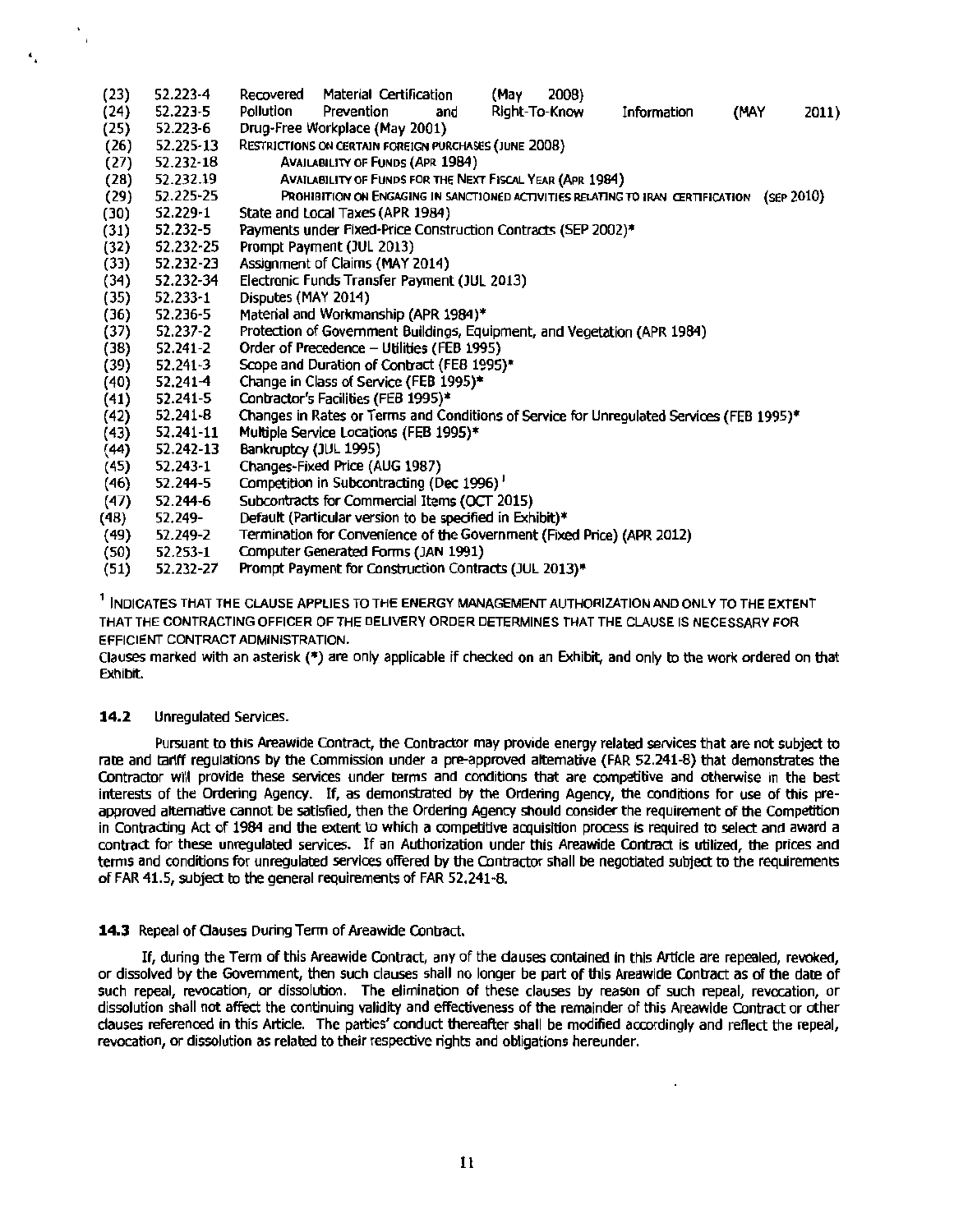| | | |
|---|---|---|
| (23) | 52.223-4 | Recovered Material Certification (May 2008) |
| (24) | 52.223-5 | Pollution Prevention and Right-To-Know Information (MAY 2011) |
| (25) | 52.223-6 | Drug-Free Workplace (May 2001) |
| (26) | 52.225-13 | RESTRICTIONS ON CERTAIN FOREIGN PURCHASES (JUNE 2008) |
| (27) | 52.232-18 | AVAILABILITY OF FUNDS (APR 1984) |
| (28) | 52.232.19 | AVAILABILITY OF FUNDS FOR THE NEXT FISCAL YEAR (APR 1984) |
| (29) | 52.225-25 | PROHIBITION ON ENGAGING IN SANCTIONED ACTIVITIES RELATING TO IRAN CERTIFICATION (SEP 2010) |
| (30) | 52.229-1 | State and Local Taxes (APR 1984) |
| (31) | 52.232-5 | Payments under Fixed-Price Construction Contracts (SEP 2002)* |
| (32) | 52.232-25 | Prompt Payment (JUL 2013) |
| (33) | 52.232-23 | Assignment of Claims (MAY 2014) |
| (34) | 52.232-34 | Electronic Funds Transfer Payment (JUL 2013) |
| (35) | 52.233-1 | Disputes (MAY 2014) |
| (36) | 52.236-5 | Material and Workmanship (APR 1984)* |
| (37) | 52.237-2 | Protection of Government Buildings, Equipment, and Vegetation (APR 1984) |
| (38) | 52.241-2 | Order of Precedence – Utilities (FEB 1995) |
| (39) | 52.241-3 | Scope and Duration of Contract (FEB 1995)* |
| (40) | 52.241-4 | Change in Class of Service (FEB 1995)* |
| (41) | 52.241-5 | Contractor's Facilities (FEB 1995)* |
| (42) | 52.241-8 | Changes in Rates or Terms and Conditions of Service for Unregulated Services (FEB 1995)* |
| (43) | 52.241-11 | Multiple Service Locations (FEB 1995)* |
| (44) | 52.242-13 | Bankruptcy (JUL 1995) |
| (45) | 52.243-1 | Changes-Fixed Price (AUG 1987) |
| (46) | 52.244-5 | Competition in Subcontracting (Dec 1996) [1] |
| (47) | 52.244-6 | Subcontracts for Commercial Items (OCT 2015) |
| (48) | 52.249- | Default (Particular version to be specified in Exhibit)* |
| (49) | 52.249-2 | Termination for Convenience of the Government (Fixed Price) (APR 2012) |
| (50) | 52.253-1 | Computer Generated Forms (JAN 1991) |
| (51) | 52.232-27 | Prompt Payment for Construction Contracts (JUL 2013)* |

[1] INDICATES THAT THE CLAUSE APPLIES TO THE ENERGY MANAGEMENT AUTHORIZATION AND ONLY TO THE EXTENT THAT THE CONTRACTING OFFICER OF THE DELIVERY ORDER DETERMINES THAT THE CLAUSE IS NECESSARY FOR EFFICIENT CONTRACT ADMINISTRATION.

Clauses marked with an asterisk (*) are only applicable if checked on an Exhibit, and only to the work ordered on that Exhibit.

**14.2** Unregulated Services.

Pursuant to this Areawide Contract, the Contractor may provide energy related services that are not subject to rate and tariff regulations by the Commission under a pre-approved alternative (FAR 52.241-8) that demonstrates the Contractor will provide these services under terms and conditions that are competitive and otherwise in the best interests of the Ordering Agency. If, as demonstrated by the Ordering Agency, the conditions for use of this pre-approved alternative cannot be satisfied, then the Ordering Agency should consider the requirement of the Competition in Contracting Act of 1984 and the extent to which a competitive acquisition process is required to select and award a contract for these unregulated services. If an Authorization under this Areawide Contract is utilized, the prices and terms and conditions for unregulated services offered by the Contractor shall be negotiated subject to the requirements of FAR 41.5, subject to the general requirements of FAR 52.241-8.

**14.3** Repeal of Clauses During Term of Areawide Contract.

If, during the Term of this Areawide Contract, any of the clauses contained in this Article are repealed, revoked, or dissolved by the Government, then such clauses shall no longer be part of this Areawide Contract as of the date of such repeal, revocation, or dissolution. The elimination of these clauses by reason of such repeal, revocation, or dissolution shall not affect the continuing validity and effectiveness of the remainder of this Areawide Contract or other clauses referenced in this Article. The parties' conduct thereafter shall be modified accordingly and reflect the repeal, revocation, or dissolution as related to their respective rights and obligations hereunder.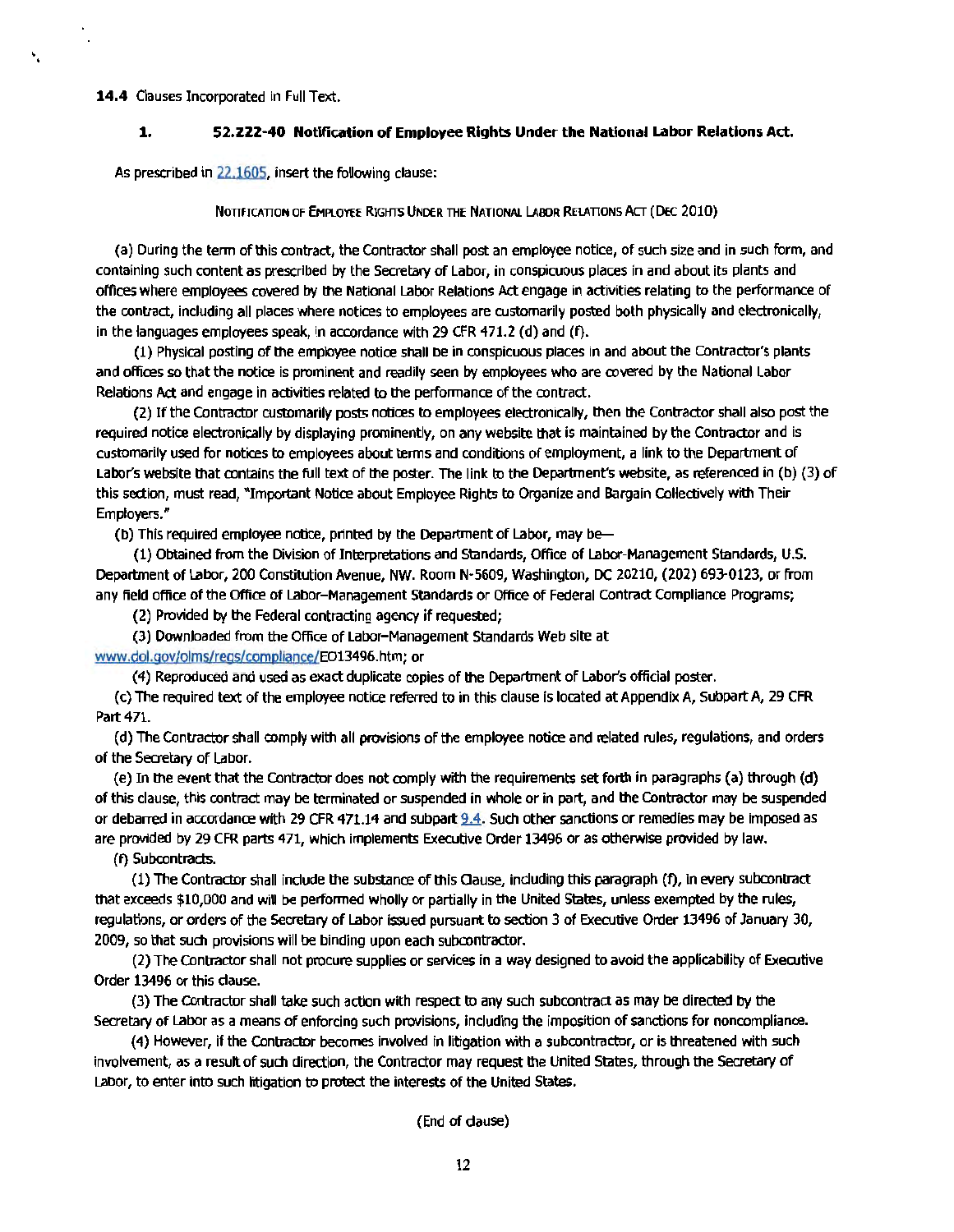**14.4** Clauses Incorporated in Full Text.

### 1. **52.222-40 Notification of Employee Rights Under the National Labor Relations Act.**

As prescribed in 22.1605, insert the following clause:

NOTIFICATION OF EMPLOYEE RIGHTS UNDER THE NATIONAL LABOR RELATIONS ACT (DEC 2010)

(a) During the term of this contract, the Contractor shall post an employee notice, of such size and in such form, and containing such content as prescribed by the Secretary of Labor, in conspicuous places in and about its plants and offices where employees covered by the National Labor Relations Act engage in activities relating to the performance of the contract, including all places where notices to employees are customarily posted both physically and electronically, in the languages employees speak, in accordance with 29 CFR 471.2 (d) and (f).

(1) Physical posting of the employee notice shall be in conspicuous places in and about the Contractor's plants and offices so that the notice is prominent and readily seen by employees who are covered by the National Labor Relations Act and engage in activities related to the performance of the contract.

(2) If the Contractor customarily posts notices to employees electronically, then the Contractor shall also post the required notice electronically by displaying prominently, on any website that is maintained by the Contractor and is customarily used for notices to employees about terms and conditions of employment, a link to the Department of Labor's website that contains the full text of the poster. The link to the Department's website, as referenced in (b) (3) of this section, must read, "Important Notice about Employee Rights to Organize and Bargain Collectively with Their Employers."

(b) This required employee notice, printed by the Department of Labor, may be—

(1) Obtained from the Division of Interpretations and Standards, Office of Labor-Management Standards, U.S. Department of Labor, 200 Constitution Avenue, NW. Room N-5609, Washington, DC 20210, (202) 693-0123, or from any field office of the Office of Labor–Management Standards or Office of Federal Contract Compliance Programs;

(2) Provided by the Federal contracting agency if requested;

(3) Downloaded from the Office of Labor–Management Standards Web site at www.dol.gov/olms/regs/compliance/EO13496.htm; or

(4) Reproduced and used as exact duplicate copies of the Department of Labor's official poster.

(c) The required text of the employee notice referred to in this clause is located at Appendix A, Subpart A, 29 CFR Part 471.

(d) The Contractor shall comply with all provisions of the employee notice and related rules, regulations, and orders of the Secretary of Labor.

(e) In the event that the Contractor does not comply with the requirements set forth in paragraphs (a) through (d) of this clause, this contract may be terminated or suspended in whole or in part, and the Contractor may be suspended or debarred in accordance with 29 CFR 471.14 and subpart 9.4. Such other sanctions or remedies may be imposed as are provided by 29 CFR parts 471, which implements Executive Order 13496 or as otherwise provided by law.

(f) Subcontracts.

(1) The Contractor shall include the substance of this Clause, including this paragraph (f), in every subcontract that exceeds $10,000 and will be performed wholly or partially in the United States, unless exempted by the rules, regulations, or orders of the Secretary of Labor issued pursuant to section 3 of Executive Order 13496 of January 30, 2009, so that such provisions will be binding upon each subcontractor.

(2) The Contractor shall not procure supplies or services in a way designed to avoid the applicability of Executive Order 13496 or this clause.

(3) The Contractor shall take such action with respect to any such subcontract as may be directed by the Secretary of Labor as a means of enforcing such provisions, including the imposition of sanctions for noncompliance.

(4) However, if the Contractor becomes involved in litigation with a subcontractor, or is threatened with such involvement, as a result of such direction, the Contractor may request the United States, through the Secretary of Labor, to enter into such litigation to protect the interests of the United States.

(End of clause)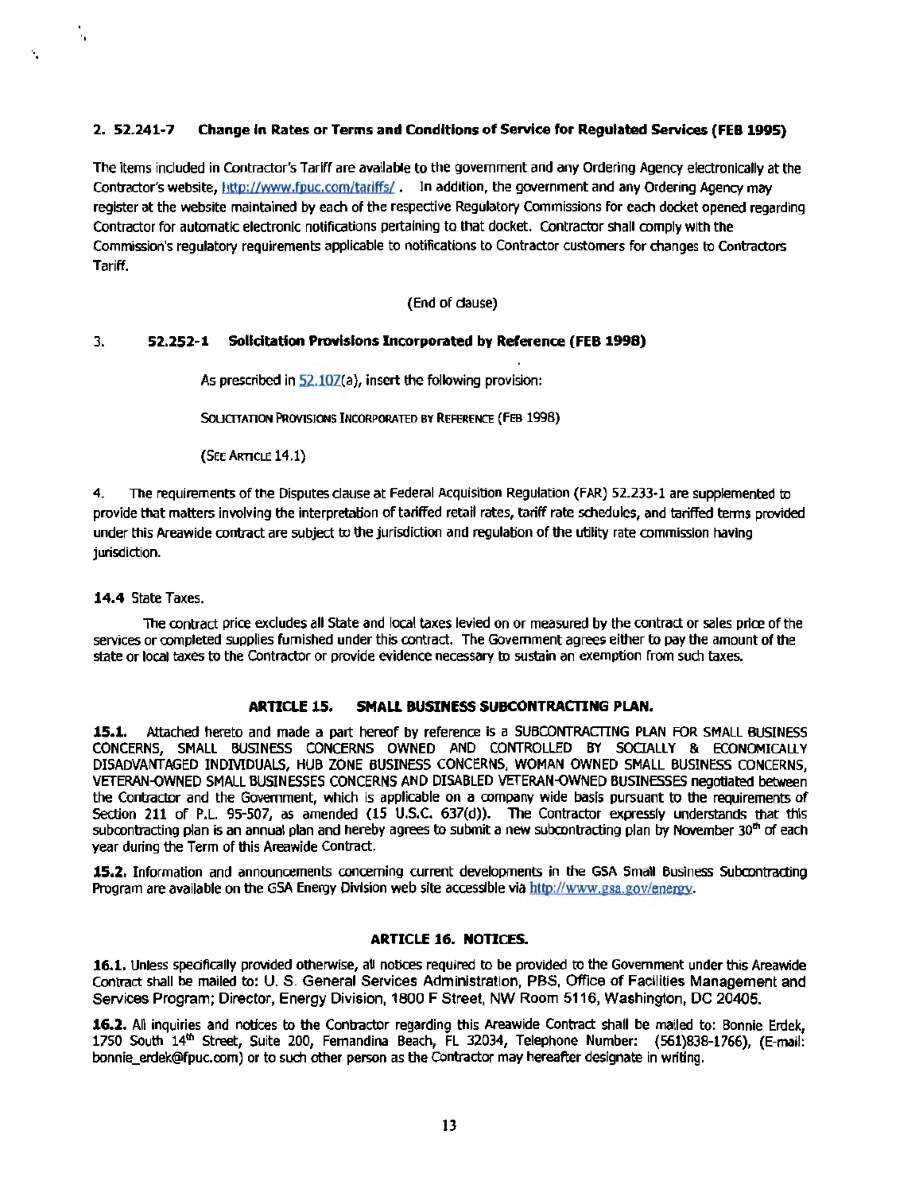**2. 52.241-7 Change in Rates or Terms and Conditions of Service for Regulated Services (FEB 1995)**

The items included in Contractor's Tariff are available to the government and any Ordering Agency electronically at the Contractor's website, http://www.fpuc.com/tariffs/ . In addition, the government and any Ordering Agency may register at the website maintained by each of the respective Regulatory Commissions for each docket opened regarding Contractor for automatic electronic notifications pertaining to that docket. Contractor shall comply with the Commission's regulatory requirements applicable to notifications to Contractor customers for changes to Contractors Tariff.

(End of clause)

3. **52.252-1 Solicitation Provisions Incorporated by Reference (FEB 1998)**

As prescribed in 52.107(a), insert the following provision:

SOLICITATION PROVISIONS INCORPORATED BY REFERENCE (FEB 1998)

(SEE ARTICLE 14.1)

4. The requirements of the Disputes clause at Federal Acquisition Regulation (FAR) 52.233-1 are supplemented to provide that matters involving the interpretation of tariffed retail rates, tariff rate schedules, and tariffed terms provided under this Areawide contract are subject to the jurisdiction and regulation of the utility rate commission having jurisdiction.

**14.4** State Taxes.

The contract price excludes all State and local taxes levied on or measured by the contract or sales price of the services or completed supplies furnished under this contract. The Government agrees either to pay the amount of the state or local taxes to the Contractor or provide evidence necessary to sustain an exemption from such taxes.

## ARTICLE 15. SMALL BUSINESS SUBCONTRACTING PLAN.

**15.1.** Attached hereto and made a part hereof by reference is a SUBCONTRACTING PLAN FOR SMALL BUSINESS CONCERNS, SMALL BUSINESS CONCERNS OWNED AND CONTROLLED BY SOCIALLY & ECONOMICALLY DISADVANTAGED INDIVIDUALS, HUB ZONE BUSINESS CONCERNS, WOMAN OWNED SMALL BUSINESS CONCERNS, VETERAN-OWNED SMALL BUSINESSES CONCERNS AND DISABLED VETERAN-OWNED BUSINESSES negotiated between the Contractor and the Government, which is applicable on a company wide basis pursuant to the requirements of Section 211 of P.L. 95-507, as amended (15 U.S.C. 637(d)). The Contractor expressly understands that this subcontracting plan is an annual plan and hereby agrees to submit a new subcontracting plan by November 30th of each year during the Term of this Areawide Contract.

**15.2.** Information and announcements concerning current developments in the GSA Small Business Subcontracting Program are available on the GSA Energy Division web site accessible via http://www.gsa.gov/energy.

## ARTICLE 16. NOTICES.

**16.1.** Unless specifically provided otherwise, all notices required to be provided to the Government under this Areawide Contract shall be mailed to: U. S. General Services Administration, PBS, Office of Facilities Management and Services Program; Director, Energy Division, 1800 F Street, NW Room 5116, Washington, DC 20405.

**16.2.** All inquiries and notices to the Contractor regarding this Areawide Contract shall be mailed to: Bonnie Erdek, 1750 South 14th Street, Suite 200, Fernandina Beach, FL 32034, Telephone Number: (561)838-1766), (E-mail: bonnie_erdek@fpuc.com) or to such other person as the Contractor may hereafter designate in writing.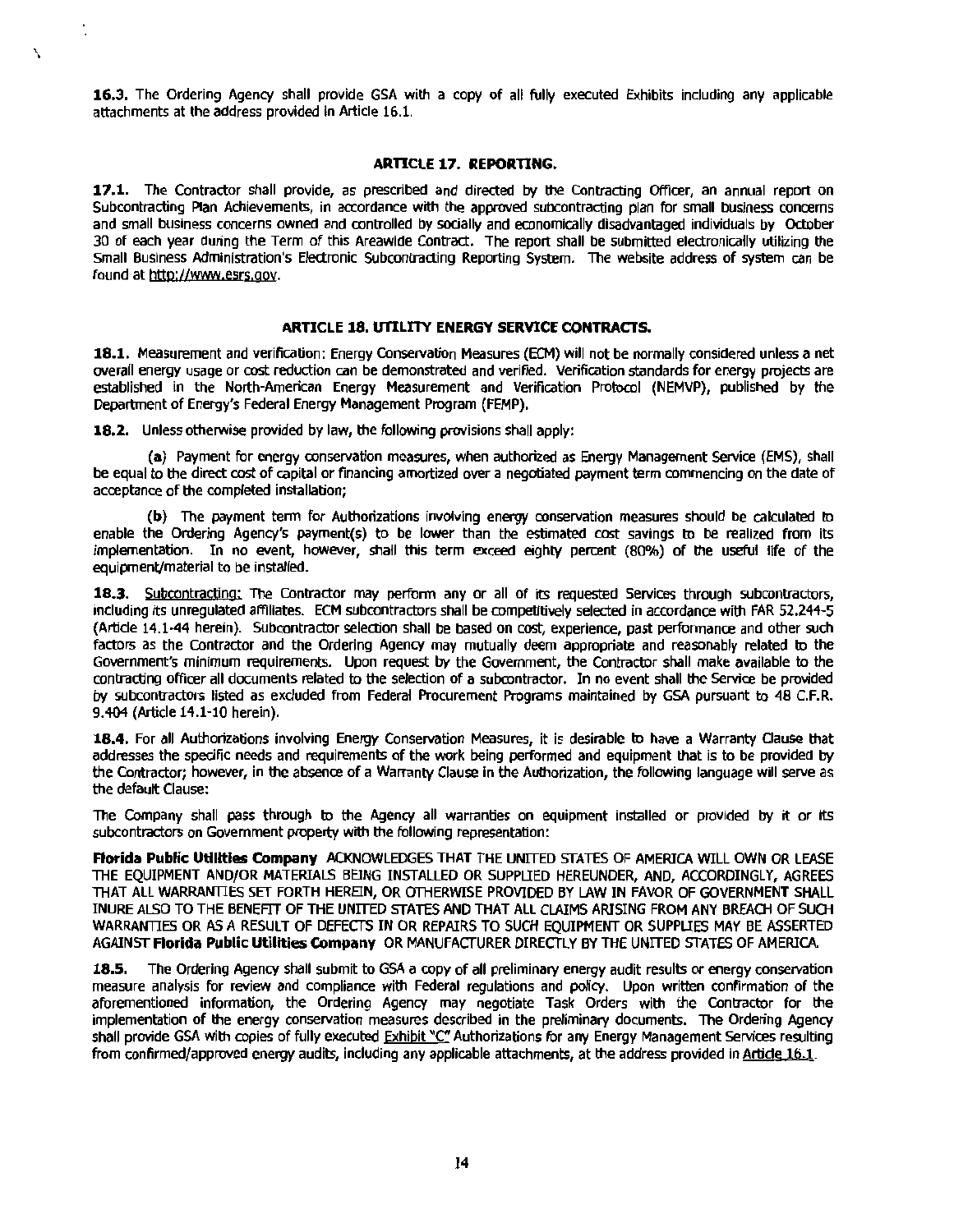**16.3.** The Ordering Agency shall provide GSA with a copy of all fully executed Exhibits including any applicable attachments at the address provided in Article 16.1.

## ARTICLE 17. REPORTING.

**17.1.** The Contractor shall provide, as prescribed and directed by the Contracting Officer, an annual report on Subcontracting Plan Achievements, in accordance with the approved subcontracting plan for small business concerns and small business concerns owned and controlled by socially and economically disadvantaged individuals by October 30 of each year during the Term of this Areawide Contract. The report shall be submitted electronically utilizing the Small Business Administration's Electronic Subcontracting Reporting System. The website address of system can be found at http://www.esrs.gov.

## ARTICLE 18. UTILITY ENERGY SERVICE CONTRACTS.

**18.1.** Measurement and verification: Energy Conservation Measures (ECM) will not be normally considered unless a net overall energy usage or cost reduction can be demonstrated and verified. Verification standards for energy projects are established in the North-American Energy Measurement and Verification Protocol (NEMVP), published by the Department of Energy's Federal Energy Management Program (FEMP).

**18.2.** Unless otherwise provided by law, the following provisions shall apply:

(**a**) Payment for energy conservation measures, when authorized as Energy Management Service (EMS), shall be equal to the direct cost of capital or financing amortized over a negotiated payment term commencing on the date of acceptance of the completed installation;

(**b**) The payment term for Authorizations involving energy conservation measures should be calculated to enable the Ordering Agency's payment(s) to be lower than the estimated cost savings to be realized from its implementation. In no event, however, shall this term exceed eighty percent (80%) of the useful life of the equipment/material to be installed.

**18.3.** Subcontracting: The Contractor may perform any or all of its requested Services through subcontractors, including its unregulated affiliates. ECM subcontractors shall be competitively selected in accordance with FAR 52.244-5 (Article 14.1-44 herein). Subcontractor selection shall be based on cost, experience, past performance and other such factors as the Contractor and the Ordering Agency may mutually deem appropriate and reasonably related to the Government's minimum requirements. Upon request by the Government, the Contractor shall make available to the contracting officer all documents related to the selection of a subcontractor. In no event shall the Service be provided by subcontractors listed as excluded from Federal Procurement Programs maintained by GSA pursuant to 48 C.F.R. 9.404 (Article 14.1-10 herein).

**18.4.** For all Authorizations involving Energy Conservation Measures, it is desirable to have a Warranty Clause that addresses the specific needs and requirements of the work being performed and equipment that is to be provided by the Contractor; however, in the absence of a Warranty Clause in the Authorization, the following language will serve as the default Clause:

The Company shall pass through to the Agency all warranties on equipment installed or provided by it or its subcontractors on Government property with the following representation:

**Florida Public Utilities Company** ACKNOWLEDGES THAT THE UNITED STATES OF AMERICA WILL OWN OR LEASE THE EQUIPMENT AND/OR MATERIALS BEING INSTALLED OR SUPPLIED HEREUNDER, AND, ACCORDINGLY, AGREES THAT ALL WARRANTIES SET FORTH HEREIN, OR OTHERWISE PROVIDED BY LAW IN FAVOR OF GOVERNMENT SHALL INURE ALSO TO THE BENEFIT OF THE UNITED STATES AND THAT ALL CLAIMS ARISING FROM ANY BREACH OF SUCH WARRANTIES OR AS A RESULT OF DEFECTS IN OR REPAIRS TO SUCH EQUIPMENT OR SUPPLIES MAY BE ASSERTED AGAINST **Florida Public Utilities Company** OR MANUFACTURER DIRECTLY BY THE UNITED STATES OF AMERICA.

**18.5.** The Ordering Agency shall submit to GSA a copy of all preliminary energy audit results or energy conservation measure analysis for review and compliance with Federal regulations and policy. Upon written confirmation of the aforementioned information, the Ordering Agency may negotiate Task Orders with the Contractor for the implementation of the energy conservation measures described in the preliminary documents. The Ordering Agency shall provide GSA with copies of fully executed Exhibit "C" Authorizations for any Energy Management Services resulting from confirmed/approved energy audits, including any applicable attachments, at the address provided in Article 16.1.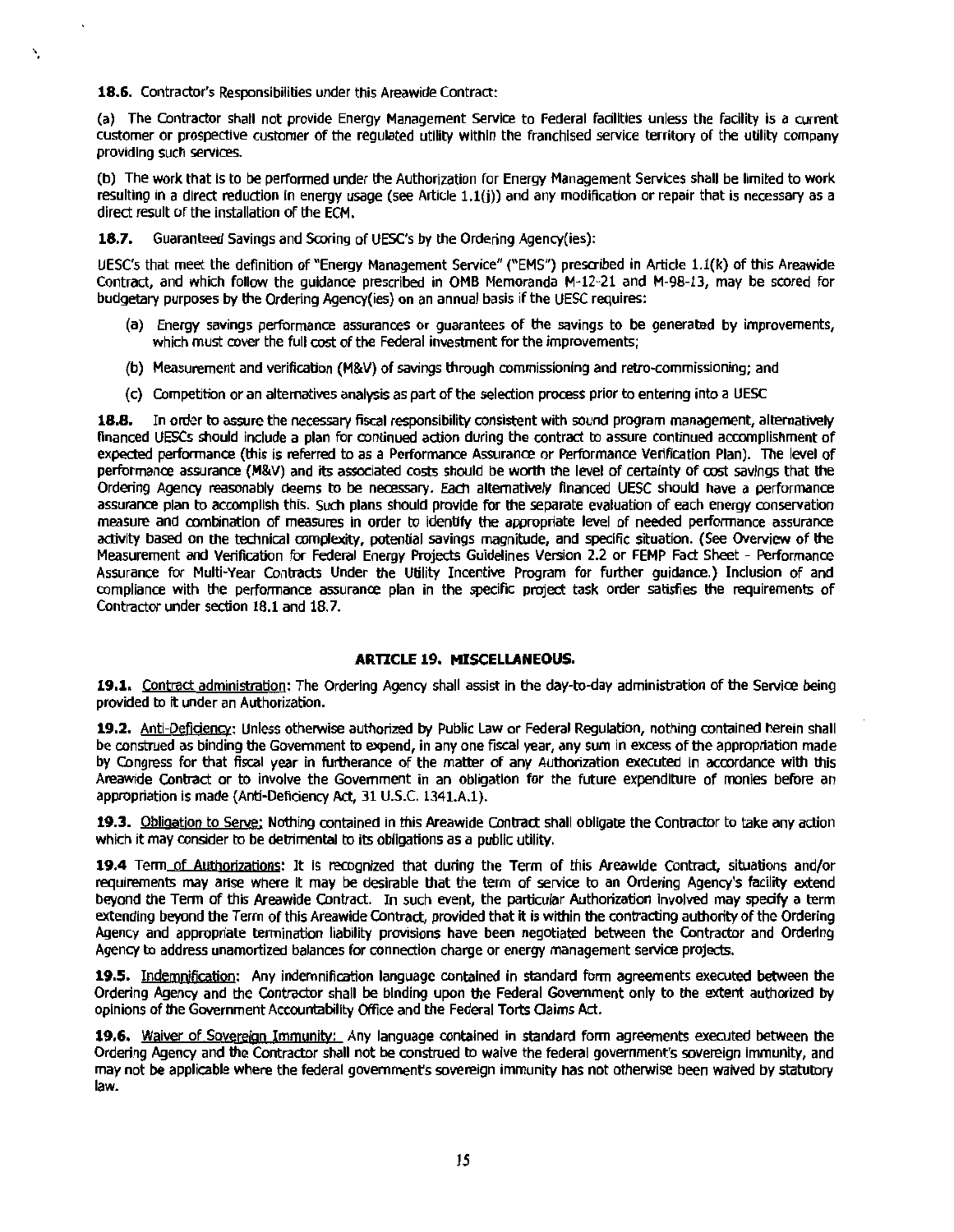**18.6.** Contractor's Responsibilities under this Areawide Contract:

(a) The Contractor shall not provide Energy Management Service to Federal facilities unless the facility is a current customer or prospective customer of the regulated utility within the franchised service territory of the utility company providing such services.

(b) The work that is to be performed under the Authorization for Energy Management Services shall be limited to work resulting in a direct reduction in energy usage (see Article 1.1(j)) and any modification or repair that is necessary as a direct result of the installation of the ECM.

**18.7.** Guaranteed Savings and Scoring of UESC's by the Ordering Agency(ies):

UESC's that meet the definition of "Energy Management Service" ("EMS") prescribed in Article 1.1(k) of this Areawide Contract, and which follow the guidance prescribed in OMB Memoranda M-12-21 and M-98-13, may be scored for budgetary purposes by the Ordering Agency(ies) on an annual basis if the UESC requires:

(a) Energy savings performance assurances or guarantees of the savings to be generated by improvements, which must cover the full cost of the Federal investment for the improvements;

(b) Measurement and verification (M&V) of savings through commissioning and retro-commissioning; and

(c) Competition or an alternatives analysis as part of the selection process prior to entering into a UESC

**18.8.** In order to assure the necessary fiscal responsibility consistent with sound program management, alternatively financed UESCs should include a plan for continued action during the contract to assure continued accomplishment of expected performance (this is referred to as a Performance Assurance or Performance Verification Plan). The level of performance assurance (M&V) and its associated costs should be worth the level of certainty of cost savings that the Ordering Agency reasonably deems to be necessary. Each alternatively financed UESC should have a performance assurance plan to accomplish this. Such plans should provide for the separate evaluation of each energy conservation measure and combination of measures in order to identify the appropriate level of needed performance assurance activity based on the technical complexity, potential savings magnitude, and specific situation. (See Overview of the Measurement and Verification for Federal Energy Projects Guidelines Version 2.2 or FEMP Fact Sheet - Performance Assurance for Multi-Year Contracts Under the Utility Incentive Program for further guidance.) Inclusion of and compliance with the performance assurance plan in the specific project task order satisfies the requirements of Contractor under section 18.1 and 18.7.

## ARTICLE 19. MISCELLANEOUS.

**19.1.** Contract administration: The Ordering Agency shall assist in the day-to-day administration of the Service being provided to it under an Authorization.

**19.2.** Anti-Deficiency: Unless otherwise authorized by Public Law or Federal Regulation, nothing contained herein shall be construed as binding the Government to expend, in any one fiscal year, any sum in excess of the appropriation made by Congress for that fiscal year in furtherance of the matter of any Authorization executed in accordance with this Areawide Contract or to involve the Government in an obligation for the future expenditure of monies before an appropriation is made (Anti-Deficiency Act, 31 U.S.C. 1341.A.1).

**19.3.** Obligation to Serve: Nothing contained in this Areawide Contract shall obligate the Contractor to take any action which it may consider to be detrimental to its obligations as a public utility.

**19.4** Term of Authorizations: It is recognized that during the Term of this Areawide Contract, situations and/or requirements may arise where it may be desirable that the term of service to an Ordering Agency's facility extend beyond the Term of this Areawide Contract. In such event, the particular Authorization involved may specify a term extending beyond the Term of this Areawide Contract, provided that it is within the contracting authority of the Ordering Agency and appropriate termination liability provisions have been negotiated between the Contractor and Ordering Agency to address unamortized balances for connection charge or energy management service projects.

**19.5.** Indemnification: Any indemnification language contained in standard form agreements executed between the Ordering Agency and the Contractor shall be binding upon the Federal Government only to the extent authorized by opinions of the Government Accountability Office and the Federal Torts Claims Act.

**19.6.** Waiver of Sovereign Immunity: Any language contained in standard form agreements executed between the Ordering Agency and the Contractor shall not be construed to waive the federal government's sovereign immunity, and may not be applicable where the federal government's sovereign immunity has not otherwise been waived by statutory law.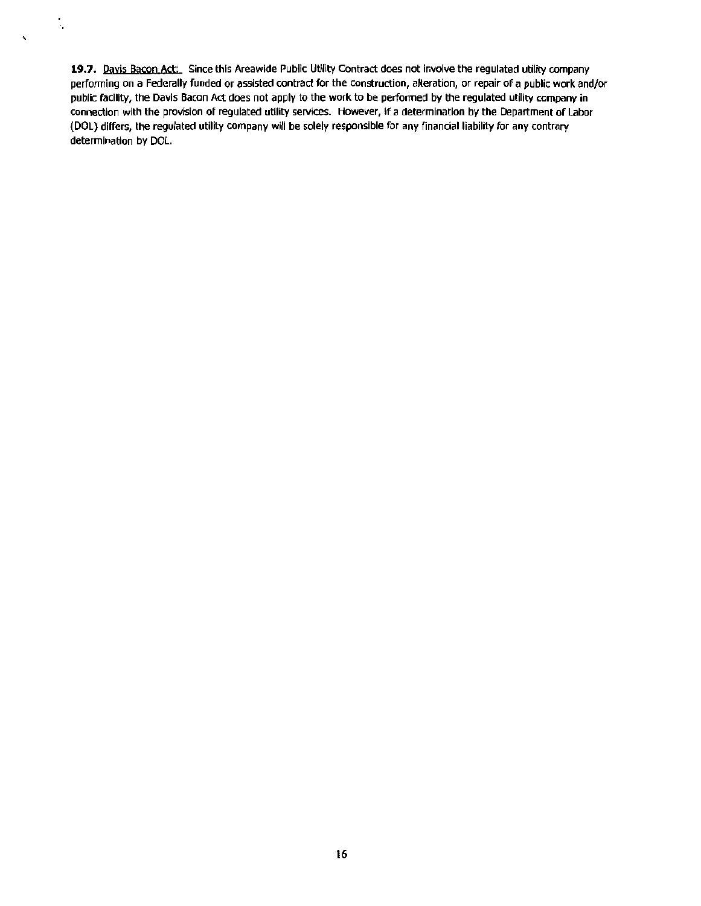**19.7.** Davis Bacon Act: Since this Areawide Public Utility Contract does not involve the regulated utility company performing on a Federally funded or assisted contract for the construction, alteration, or repair of a public work and/or public facility, the Davis Bacon Act does not apply to the work to be performed by the regulated utility company in connection with the provision of regulated utility services. However, if a determination by the Department of Labor (DOL) differs, the regulated utility company will be solely responsible for any financial liability for any contrary determination by DOL.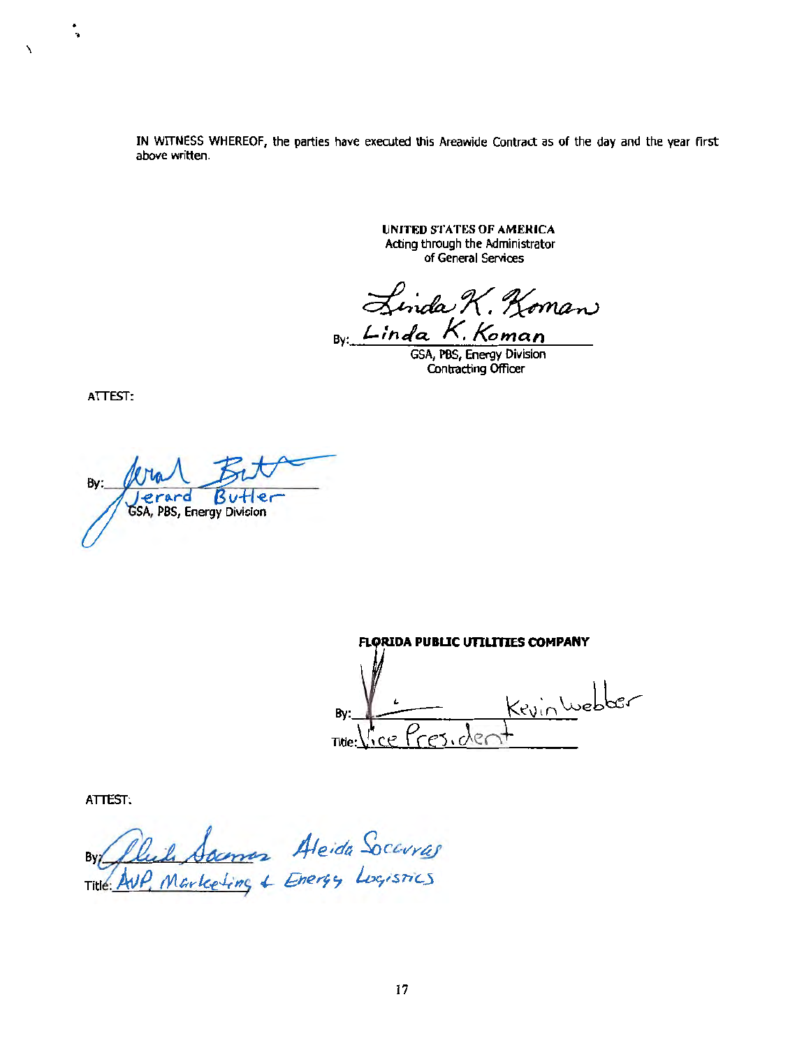IN WITNESS WHEREOF, the parties have executed this Areawide Contract as of the day and the year first above written.

**UNITED STATES OF AMERICA**
Acting through the Administrator
of General Services

By: Linda K. Koman
GSA, PBS, Energy Division
Contracting Officer

ATTEST:

By: Jerard Butler
GSA, PBS, Energy Division

**FLORIDA PUBLIC UTILITIES COMPANY**

By: Kevin Webber
Title: Vice President

ATTEST:

By: Aleida Socarras
Title: AVP, Marketing & Energy Logistics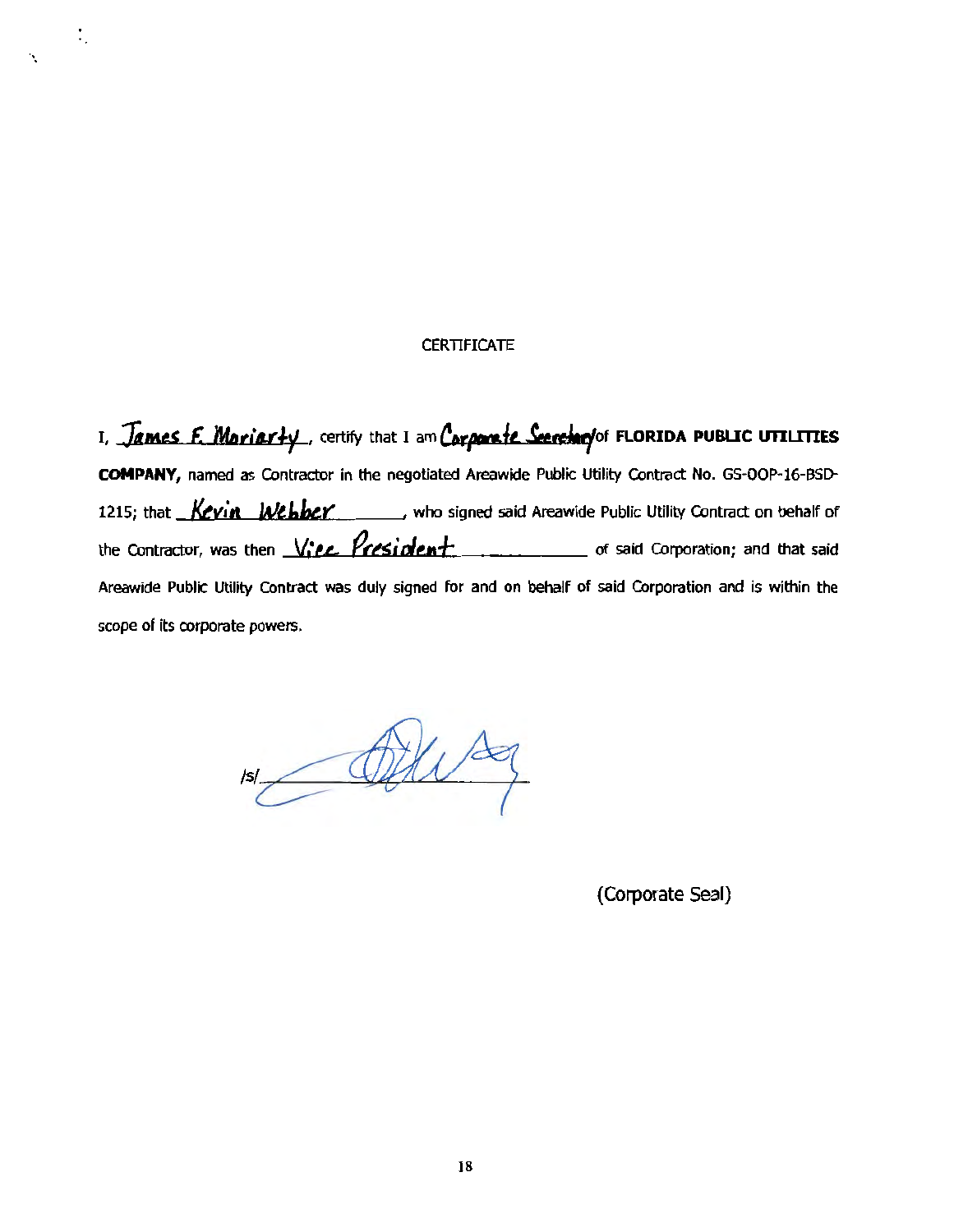CERTIFICATE

I, James F. Moriarty, certify that I am Corporate Secretary of **FLORIDA PUBLIC UTILITIES COMPANY,** named as Contractor in the negotiated Areawide Public Utility Contract No. GS-OOP-16-BSD-1215; that Kevin Webber, who signed said Areawide Public Utility Contract on behalf of the Contractor, was then Vice President of said Corporation; and that said Areawide Public Utility Contract was duly signed for and on behalf of said Corporation and is within the scope of its corporate powers.

/s/ ____________________

(Corporate Seal)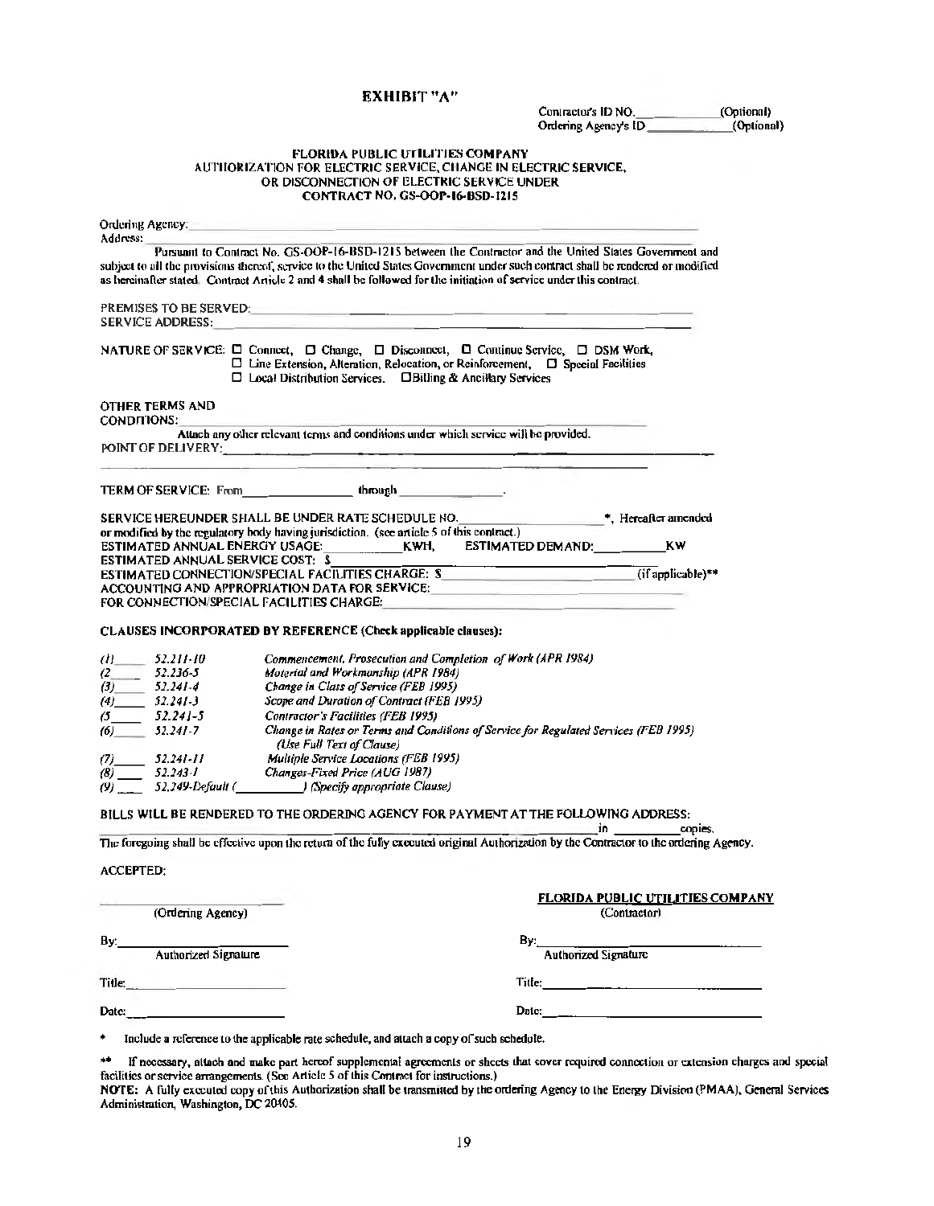# EXHIBIT "A"

Contractor's ID NO.\_\_\_\_\_\_\_\_\_\_\_\_(Optional)
Ordering Agency's ID\_\_\_\_\_\_\_\_\_\_\_\_(Optional)

**FLORIDA PUBLIC UTILITIES COMPANY**
**AUTHORIZATION FOR ELECTRIC SERVICE, CHANGE IN ELECTRIC SERVICE, OR DISCONNECTION OF ELECTRIC SERVICE UNDER**
**CONTRACT NO. GS-OOP-16-BSD-1215**

Ordering Agency: \_\_\_\_\_\_\_\_\_\_\_\_\_\_\_\_\_\_\_\_\_\_\_\_\_\_\_\_\_\_\_\_\_\_\_\_\_\_\_\_
Address: \_\_\_\_\_\_\_\_\_\_\_\_\_\_\_\_\_\_\_\_\_\_\_\_\_\_\_\_\_\_\_\_\_\_\_\_\_\_\_\_

Pursuant to Contract No. GS-OOP-16-BSD-1215 between the Contractor and the United States Government and subject to all the provisions thereof, service to the United States Government under such contract shall be rendered or modified as hereinafter stated. Contract Article 2 and 4 shall be followed for the initiation of service under this contract.

PREMISES TO BE SERVED: \_\_\_\_\_\_\_\_\_\_\_\_\_\_\_\_\_\_\_\_\_\_\_\_\_\_\_\_\_\_\_\_\_\_\_\_\_\_\_\_
SERVICE ADDRESS: \_\_\_\_\_\_\_\_\_\_\_\_\_\_\_\_\_\_\_\_\_\_\_\_\_\_\_\_\_\_\_\_\_\_\_\_\_\_\_\_

NATURE OF SERVICE: ☐ Connect, ☐ Change, ☐ Disconnect, ☐ Continue Service, ☐ DSM Work,
☐ Line Extension, Alteration, Relocation, or Reinforcement, ☐ Special Facilities
☐ Local Distribution Services. ☐ Billing & Ancillary Services

OTHER TERMS AND CONDITIONS: \_\_\_\_\_\_\_\_\_\_\_\_\_\_\_\_\_\_\_\_\_\_\_\_\_\_\_\_\_\_\_\_\_\_\_\_\_\_\_\_

Attach any other relevant terms and conditions under which service will be provided.

POINT OF DELIVERY: \_\_\_\_\_\_\_\_\_\_\_\_\_\_\_\_\_\_\_\_\_\_\_\_\_\_\_\_\_\_\_\_\_\_\_\_\_\_\_\_

TERM OF SERVICE: From\_\_\_\_\_\_\_\_\_\_\_\_\_\_\_\_ through \_\_\_\_\_\_\_\_\_\_\_\_\_\_\_\_.

SERVICE HEREUNDER SHALL BE UNDER RATE SCHEDULE NO.\_\_\_\_\_\_\_\_\_\_\_\_\_\_\_\_\_\_\*, Hereafter amended or modified by the regulatory body having jurisdiction. (see article 5 of this contract.)
ESTIMATED ANNUAL ENERGY USAGE:\_\_\_\_\_\_\_\_\_\_\_KWH, ESTIMATED DEMAND:\_\_\_\_\_\_\_\_\_\_\_KW
ESTIMATED ANNUAL SERVICE COST: $\_\_\_\_\_\_\_\_\_\_\_\_\_\_\_\_\_\_\_\_\_\_\_\_\_\_\_\_
ESTIMATED CONNECTION/SPECIAL FACILITIES CHARGE: $\_\_\_\_\_\_\_\_\_\_\_\_\_\_\_\_\_\_\_\_\_\_\_\_\_\_\_\_(if applicable)\*\*
ACCOUNTING AND APPROPRIATION DATA FOR SERVICE: \_\_\_\_\_\_\_\_\_\_\_\_\_\_\_\_\_\_\_\_\_\_\_\_\_\_\_\_
FOR CONNECTION/SPECIAL FACILITIES CHARGE: \_\_\_\_\_\_\_\_\_\_\_\_\_\_\_\_\_\_\_\_\_\_\_\_\_\_\_\_

**CLAUSES INCORPORATED BY REFERENCE (Check applicable clauses):**

*(1)\_\_\_\_ 52.211-10 Commencement, Prosecution and Completion of Work (APR 1984)*
*(2\_\_\_\_ 52.236-5 Material and Workmanship (APR 1984)*
*(3)\_\_\_\_ 52.241-4 Change in Class of Service (FEB 1995)*
*(4)\_\_\_\_ 52.241-3 Scope and Duration of Contract (FEB 1995)*
*(5\_\_\_\_ 52.241-5 Contractor's Facilities (FEB 1995)*
*(6)\_\_\_\_ 52.241-7 Change in Rates or Terms and Conditions of Service for Regulated Services (FEB 1995) (Use Full Text of Clause)*
*(7)\_\_\_\_ 52.241-11 Multiple Service Locations (FEB 1995)*
*(8)\_\_\_\_ 52.243-1 Changes-Fixed Price (AUG 1987)*
*(9)\_\_\_\_ 52.249-Default (\_\_\_\_\_\_\_\_\_\_) (Specify appropriate Clause)*

BILLS WILL BE RENDERED TO THE ORDERING AGENCY FOR PAYMENT AT THE FOLLOWING ADDRESS:
\_\_\_\_\_\_\_\_\_\_\_\_\_\_\_\_\_\_\_\_\_\_\_\_\_\_\_\_\_\_\_\_\_\_\_\_\_\_\_\_ in \_\_\_\_\_\_\_\_\_\_ copies.

The foregoing shall be effective upon the return of the fully executed original Authorization by the Contractor to the ordering Agency.

ACCEPTED:

| | |
|---|---|
| \_\_\_\_\_\_\_\_\_\_\_\_\_\_\_\_\_\_\_\_ (Ordering Agency) | **FLORIDA PUBLIC UTILITIES COMPANY** (Contractor) |
| By:\_\_\_\_\_\_\_\_\_\_\_\_\_\_\_\_\_\_\_\_ Authorized Signature | By:\_\_\_\_\_\_\_\_\_\_\_\_\_\_\_\_\_\_\_\_ Authorized Signature |
| Title:\_\_\_\_\_\_\_\_\_\_\_\_\_\_\_\_\_\_\_\_ | Title:\_\_\_\_\_\_\_\_\_\_\_\_\_\_\_\_\_\_\_\_ |
| Date:\_\_\_\_\_\_\_\_\_\_\_\_\_\_\_\_\_\_\_\_ | Date:\_\_\_\_\_\_\_\_\_\_\_\_\_\_\_\_\_\_\_\_ |

\* Include a reference to the applicable rate schedule, and attach a copy of such schedule.

\*\* If necessary, attach and make part hereof supplemental agreements or sheets that cover required connection or extension charges and special facilities or service arrangements. (See Article 5 of this Contract for instructions.)

**NOTE:** A fully executed copy of this Authorization shall be transmitted by the ordering Agency to the Energy Division (PMAA), General Services Administration, Washington, DC 20405.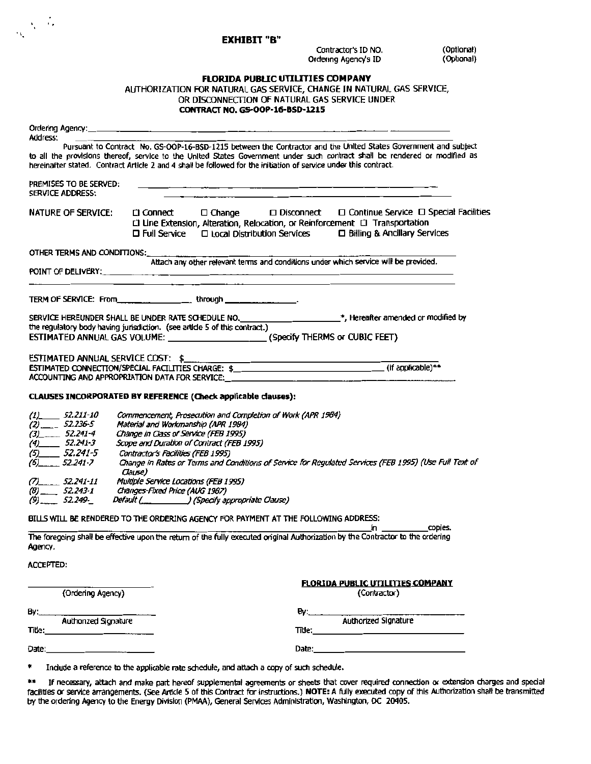# EXHIBIT "B"

Contractor's ID NO. (Optional)
Ordering Agency's ID (Optional)

**FLORIDA PUBLIC UTILITIES COMPANY**
AUTHORIZATION FOR NATURAL GAS SERVICE, CHANGE IN NATURAL GAS SERVICE, OR DISCONNECTION OF NATURAL GAS SERVICE UNDER
**CONTRACT NO. GS-OOP-16-BSD-1215**

Ordering Agency: ______________________________
Address: ______________________________

Pursuant to Contract No. GS-OOP-16-BSD-1215 between the Contractor and the United States Government and subject to all the provisions thereof, service to the United States Government under such contract shall be rendered or modified as hereinafter stated. Contract Article 2 and 4 shall be followed for the initiation of service under this contract.

PREMISES TO BE SERVED: ______________________________
SERVICE ADDRESS: ______________________________

NATURE OF SERVICE: ☐ Connect ☐ Change ☐ Disconnect ☐ Continue Service ☐ Special Facilities
☐ Line Extension, Alteration, Relocation, or Reinforcement ☐ Transportation
☐ Full Service ☐ Local Distribution Services ☐ Billing & Ancillary Services

OTHER TERMS AND CONDITIONS: ______________________________
Attach any other relevant terms and conditions under which service will be provided.

POINT OF DELIVERY: ______________________________

TERM OF SERVICE: From________________ through ________________.

SERVICE HEREUNDER SHALL BE UNDER RATE SCHEDULE NO.____________________*, Hereafter amended or modified by the regulatory body having jurisdiction. (see article 5 of this contract.)

ESTIMATED ANNUAL GAS VOLUME: ____________________ (Specify THERMS or CUBIC FEET)

ESTIMATED ANNUAL SERVICE COST: $______________________________
ESTIMATED CONNECTION/SPECIAL FACILITIES CHARGE: $______________________________ (if applicable)**
ACCOUNTING AND APPROPRIATION DATA FOR SERVICE: ______________________________

**CLAUSES INCORPORATED BY REFERENCE (Check applicable clauses):**

*(1)____ 52.211-10* *Commencement, Prosecution and Completion of Work (APR 1984)*
*(2)____ 52.236-5* *Material and Workmanship (APR 1984)*
*(3)____ 52.241-4* *Change in Class of Service (FEB 1995)*
*(4)____ 52.241-3* *Scope and Duration of Contract (FEB 1995)*
*(5)____ 52.241-5* *Contractor's Facilities (FEB 1995)*
*(6)____ 52.241-7* *Change in Rates or Terms and Conditions of Service for Regulated Services (FEB 1995) (Use Full Text of Clause)*
*(7)____ 52.241-11* *Multiple Service Locations (FEB 1995)*
*(8)____ 52.243-1* *Changes-Fixed Price (AUG 1987)*
*(9)____ 52.249-_* *Default (__________) (Specify appropriate Clause)*

BILLS WILL BE RENDERED TO THE ORDERING AGENCY FOR PAYMENT AT THE FOLLOWING ADDRESS:
______________________________ in __________copies.

The foregoing shall be effective upon the return of the fully executed original Authorization by the Contractor to the ordering Agency.

ACCEPTED:

| | |
|---|---|
| ____________________ (Ordering Agency) | **FLORIDA PUBLIC UTILITIES COMPANY** (Contractor) |
| By:____________________ Authorized Signature | By:____________________ Authorized Signature |
| Title:____________________ | Title:____________________ |
| Date:____________________ | Date:____________________ |

\* Include a reference to the applicable rate schedule, and attach a copy of such schedule.

\*\* If necessary, attach and make part hereof supplemental agreements or sheets that cover required connection or extension charges and special facilities or service arrangements. (See Article 5 of this Contract for instructions.) **NOTE:** A fully executed copy of this Authorization shall be transmitted by the ordering Agency to the Energy Division (PMAA), General Services Administration, Washington, DC 20405.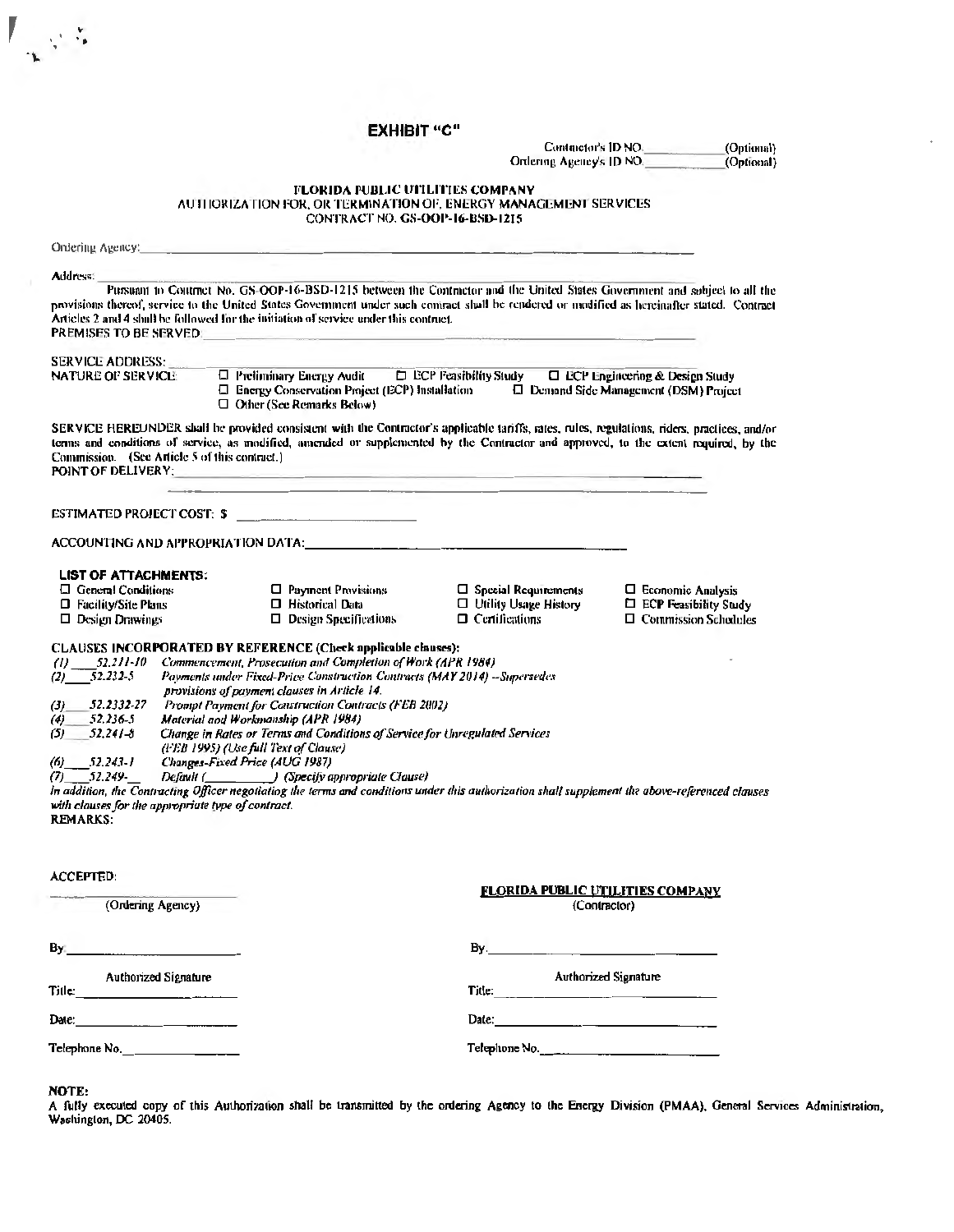# EXHIBIT "C"

Contractor's ID NO. ____________ (Optional)
Ordering Agency's ID NO. ____________ (Optional)

**FLORIDA PUBLIC UTILITIES COMPANY**
**AUTHORIZATION FOR, OR TERMINATION OF, ENERGY MANAGEMENT SERVICES**
**CONTRACT NO. GS-OOP-16-BSD-1215**

Ordering Agency: ________________________________________________

Address: ________________________________________________

Pursuant to Contract No. GS-OOP-16-BSD-1215 between the Contractor and the United States Government and subject to all the provisions thereof, service to the United States Government under such contract shall be rendered or modified as hereinafter stated. Contract Articles 2 and 4 shall be followed for the initiation of service under this contract.

PREMISES TO BE SERVED: ________________________________________________

SERVICE ADDRESS: ________________________________________________

NATURE OF SERVICE:
- ☐ Preliminary Energy Audit
- ☐ ECP Feasibility Study
- ☐ ECP Engineering & Design Study
- ☐ Energy Conservation Project (ECP) Installation
- ☐ Demand Side Management (DSM) Project
- ☐ Other (See Remarks Below)

SERVICE HEREUNDER shall be provided consistent with the Contractor's applicable tariffs, rates, rules, regulations, riders, practices, and/or terms and conditions of service, as modified, amended or supplemented by the Contractor and approved, to the extent required, by the Commission. (See Article 5 of this contract.)

POINT OF DELIVERY: ________________________________________________

ESTIMATED PROJECT COST: $ ____________________

ACCOUNTING AND APPROPRIATION DATA: ________________________________________________

**LIST OF ATTACHMENTS:**

| | | | |
|---|---|---|---|
| ☐ General Conditions | ☐ Payment Provisions | ☐ Special Requirements | ☐ Economic Analysis |
| ☐ Facility/Site Plans | ☐ Historical Data | ☐ Utility Usage History | ☐ ECP Feasibility Study |
| ☐ Design Drawings | ☐ Design Specifications | ☐ Certifications | ☐ Commission Schedules |

**CLAUSES INCORPORATED BY REFERENCE (Check applicable clauses):**

*(1)* ___ *52.211-10* *Commencement, Prosecution and Completion of Work (APR 1984)*
*(2)* ___ *52.232-5* *Payments under Fixed-Price Construction Contracts (MAY 2014) --Supersedes provisions of payment clauses in Article 14.*
*(3)* ___ *52.2332-27* *Prompt Payment for Construction Contracts (FEB 2002)*
*(4)* ___ *52.236-5* *Material and Workmanship (APR 1984)*
*(5)* ___ *52.241-8* *Change in Rates or Terms and Conditions of Service for Unregulated Services (FEB 1995) (Use full Text of Clause)*
*(6)* ___ *52.243-1* *Changes-Fixed Price (AUG 1987)*
*(7)* ___ *52.249-*__ *Default (__________) (Specify appropriate Clause)*

*In addition, the Contracting Officer negotiating the terms and conditions under this authorization shall supplement the above-referenced clauses with clauses for the appropriate type of contract.*

REMARKS:

ACCEPTED:

| | |
|---|---|
| ____________________ (Ordering Agency) | **FLORIDA PUBLIC UTILITIES COMPANY** (Contractor) |
| By ____________________ | By ____________________ |
| Authorized Signature | Authorized Signature |
| Title: ____________________ | Title: ____________________ |
| Date: ____________________ | Date: ____________________ |
| Telephone No. ____________________ | Telephone No. ____________________ |

**NOTE:**
A fully executed copy of this Authorization shall be transmitted by the ordering Agency to the Energy Division (PMAA), General Services Administration, Washington, DC 20405.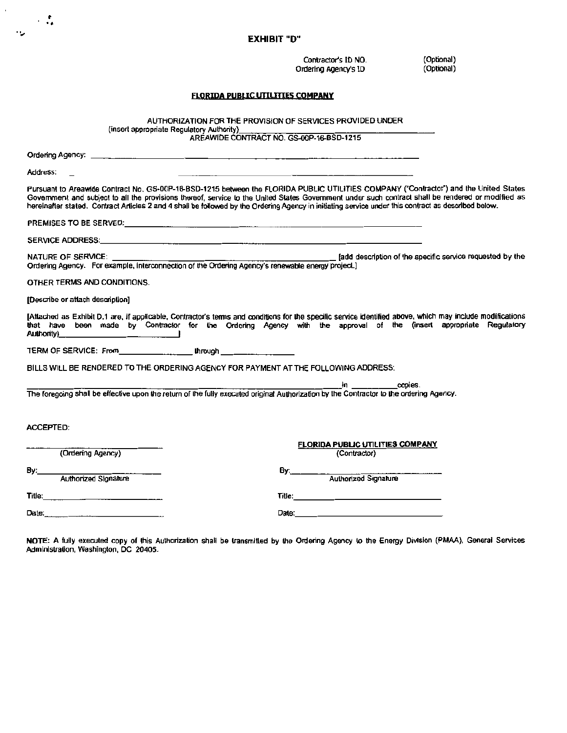# EXHIBIT "D"

Contractor's ID NO. (Optional)
Ordering Agency's ID (Optional)

**FLORIDA PUBLIC UTILITIES COMPANY**

AUTHORIZATION FOR THE PROVISION OF SERVICES PROVIDED UNDER
(insert appropriate Regulatory Authority) ______________________________
AREAWIDE CONTRACT NO. GS-00P-16-BSD-1215

Ordering Agency: ______________________________

Address: ______________________________

Pursuant to Areawide Contract No. GS-00P-16-BSD-1215 between the FLORIDA PUBLIC UTILITIES COMPANY ("Contractor") and the United States Government and subject to all the provisions thereof, service to the United States Government under such contract shall be rendered or modified as hereinafter stated. Contract Articles 2 and 4 shall be followed by the Ordering Agency in initiating service under this contract as described below.

PREMISES TO BE SERVED: ______________________________

SERVICE ADDRESS: ______________________________

NATURE OF SERVICE: ______________________________ [add description of the specific service requested by the Ordering Agency. For example, interconnection of the Ordering Agency's renewable energy project.]

OTHER TERMS AND CONDITIONS.

[Describe or attach description]

[Attached as Exhibit D.1 are, if applicable, Contractor's terms and conditions for the specific service identified above, which may include modifications that have been made by Contractor for the Ordering Agency with the approval of the (insert appropriate Regulatory Authority) ______________________________]

TERM OF SERVICE: From ______________ through ______________

BILLS WILL BE RENDERED TO THE ORDERING AGENCY FOR PAYMENT AT THE FOLLOWING ADDRESS:

______________________________ in ______________ copies.

The foregoing shall be effective upon the return of the fully executed original Authorization by the Contractor to the ordering Agency.

ACCEPTED:

| | |
|---|---|
| ______________________________ (Ordering Agency) | **FLORIDA PUBLIC UTILITIES COMPANY** (Contractor) |
| By: ______________________________ Authorized Signature | By: ______________________________ Authorized Signature |
| Title: ______________________________ | Title: ______________________________ |
| Date: ______________________________ | Date: ______________________________ |

**NOTE:** A fully executed copy of this Authorization shall be transmitted by the Ordering Agency to the Energy Division (PMAA), General Services Administration, Washington, DC 20405.